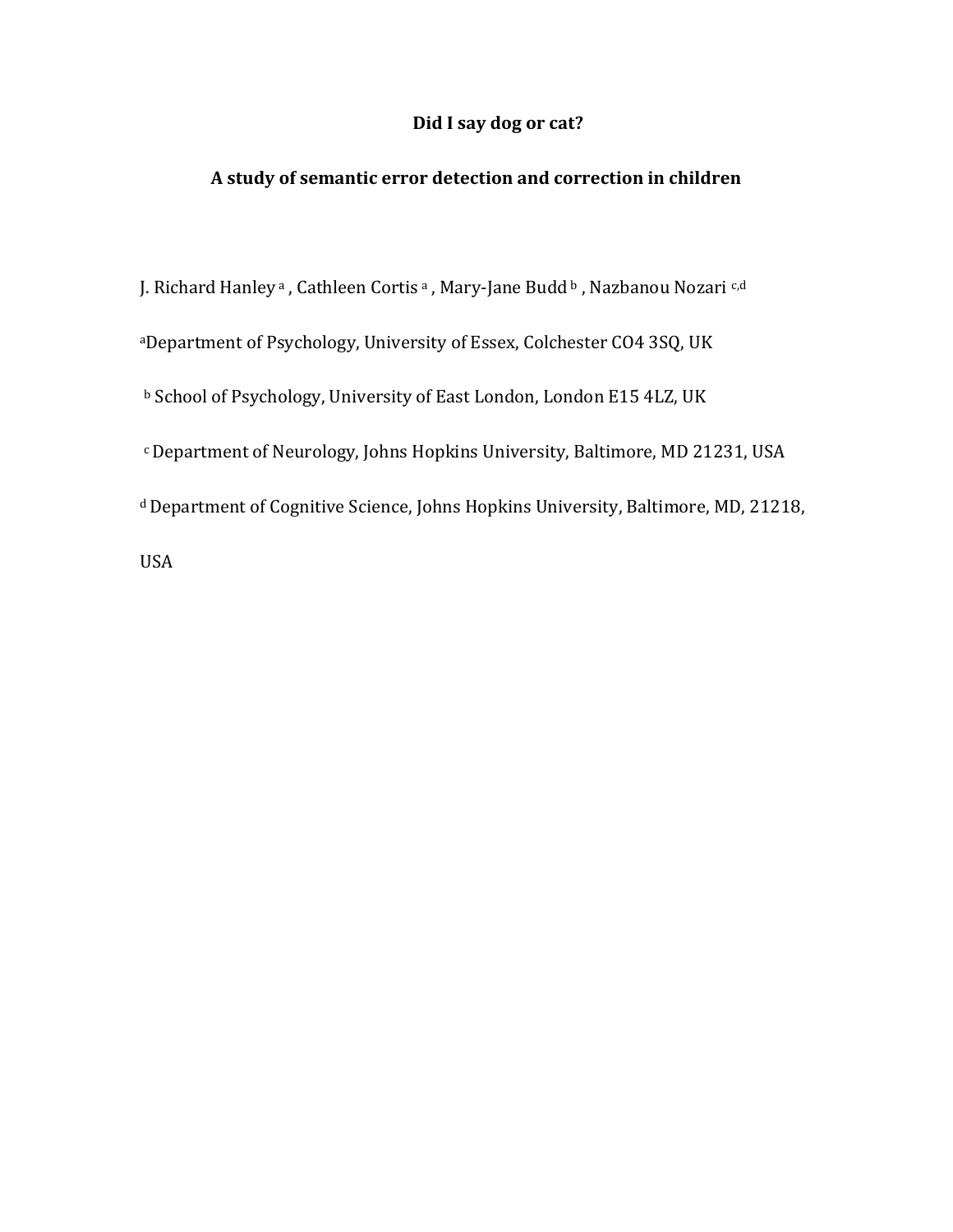# Did I say dog or cat?

## A study of semantic error detection and correction in children

J. Richard Hanley [a] , Cathleen Cortis [a] , Mary-Jane Budd [b] , Nazbanou Nozari [c,d]

[a]Department of Psychology, University of Essex, Colchester CO4 3SQ, UK

[b] School of Psychology, University of East London, London E15 4LZ, UK

[c] Department of Neurology, Johns Hopkins University, Baltimore, MD 21231, USA

[d] Department of Cognitive Science, Johns Hopkins University, Baltimore, MD, 21218, USA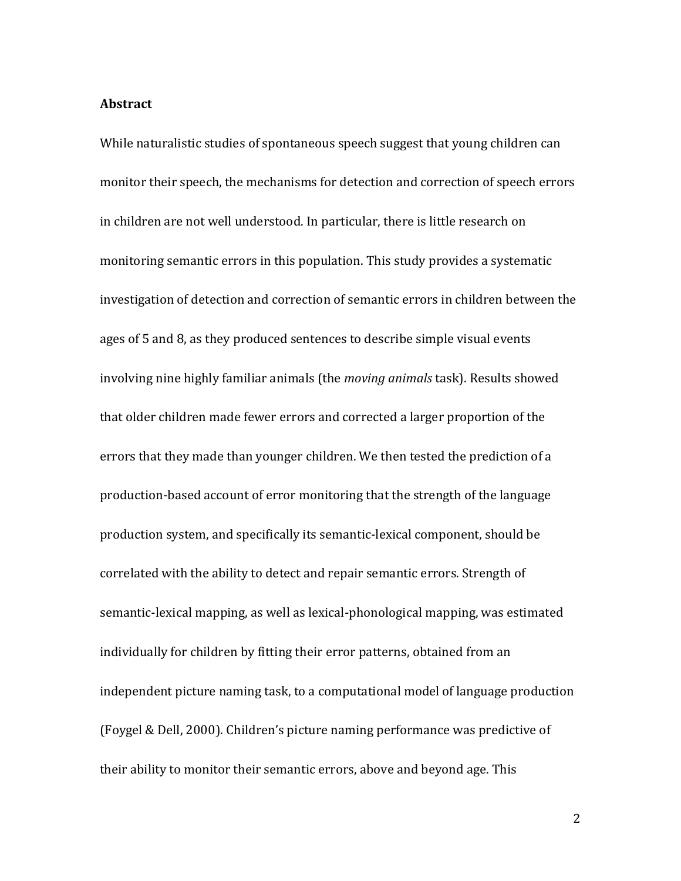**Abstract**

While naturalistic studies of spontaneous speech suggest that young children can monitor their speech, the mechanisms for detection and correction of speech errors in children are not well understood. In particular, there is little research on monitoring semantic errors in this population. This study provides a systematic investigation of detection and correction of semantic errors in children between the ages of 5 and 8, as they produced sentences to describe simple visual events involving nine highly familiar animals (the *moving animals* task). Results showed that older children made fewer errors and corrected a larger proportion of the errors that they made than younger children. We then tested the prediction of a production-based account of error monitoring that the strength of the language production system, and specifically its semantic-lexical component, should be correlated with the ability to detect and repair semantic errors. Strength of semantic-lexical mapping, as well as lexical-phonological mapping, was estimated individually for children by fitting their error patterns, obtained from an independent picture naming task, to a computational model of language production (Foygel & Dell, 2000). Children's picture naming performance was predictive of their ability to monitor their semantic errors, above and beyond age. This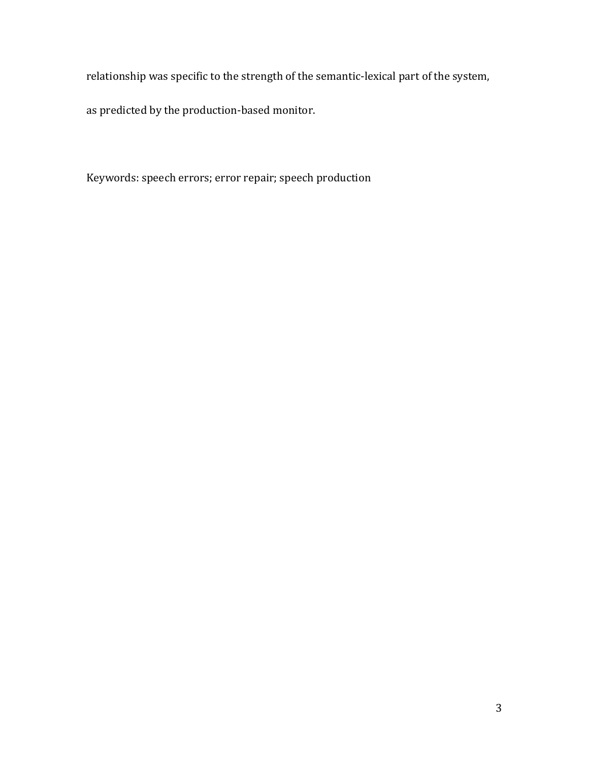relationship was specific to the strength of the semantic-lexical part of the system, as predicted by the production-based monitor.

Keywords: speech errors; error repair; speech production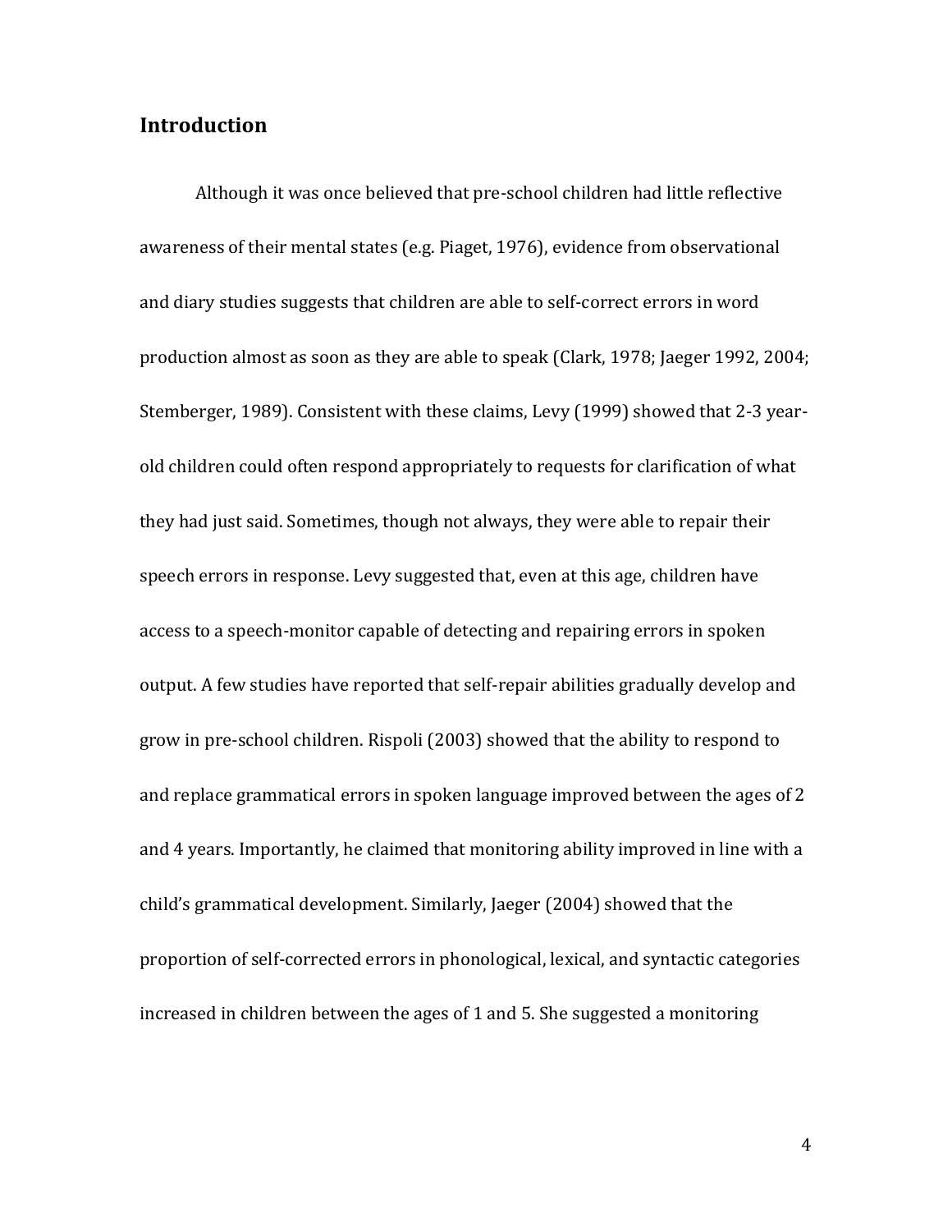## Introduction

Although it was once believed that pre-school children had little reflective awareness of their mental states (e.g. Piaget, 1976), evidence from observational and diary studies suggests that children are able to self-correct errors in word production almost as soon as they are able to speak (Clark, 1978; Jaeger 1992, 2004; Stemberger, 1989). Consistent with these claims, Levy (1999) showed that 2-3 year-old children could often respond appropriately to requests for clarification of what they had just said. Sometimes, though not always, they were able to repair their speech errors in response. Levy suggested that, even at this age, children have access to a speech-monitor capable of detecting and repairing errors in spoken output. A few studies have reported that self-repair abilities gradually develop and grow in pre-school children. Rispoli (2003) showed that the ability to respond to and replace grammatical errors in spoken language improved between the ages of 2 and 4 years. Importantly, he claimed that monitoring ability improved in line with a child's grammatical development. Similarly, Jaeger (2004) showed that the proportion of self-corrected errors in phonological, lexical, and syntactic categories increased in children between the ages of 1 and 5. She suggested a monitoring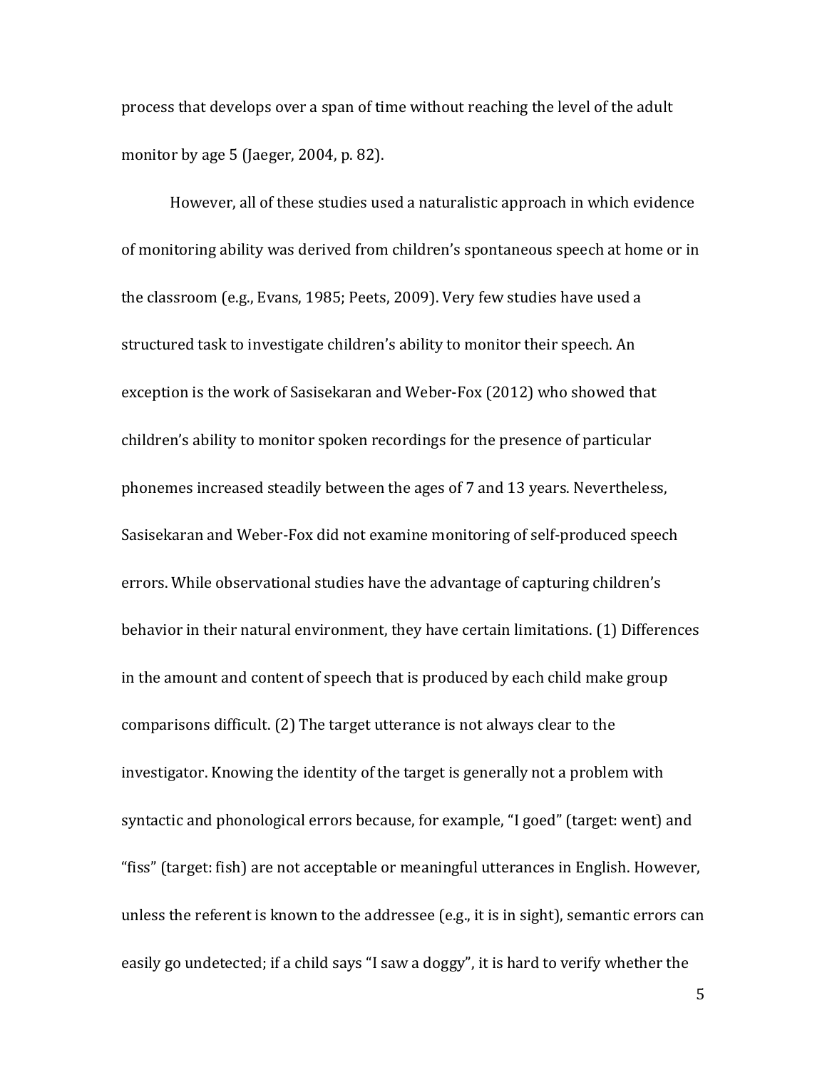process that develops over a span of time without reaching the level of the adult monitor by age 5 (Jaeger, 2004, p. 82).

However, all of these studies used a naturalistic approach in which evidence of monitoring ability was derived from children's spontaneous speech at home or in the classroom (e.g., Evans, 1985; Peets, 2009). Very few studies have used a structured task to investigate children's ability to monitor their speech. An exception is the work of Sasisekaran and Weber-Fox (2012) who showed that children's ability to monitor spoken recordings for the presence of particular phonemes increased steadily between the ages of 7 and 13 years. Nevertheless, Sasisekaran and Weber-Fox did not examine monitoring of self-produced speech errors. While observational studies have the advantage of capturing children's behavior in their natural environment, they have certain limitations. (1) Differences in the amount and content of speech that is produced by each child make group comparisons difficult. (2) The target utterance is not always clear to the investigator. Knowing the identity of the target is generally not a problem with syntactic and phonological errors because, for example, "I goed" (target: went) and "fiss" (target: fish) are not acceptable or meaningful utterances in English. However, unless the referent is known to the addressee (e.g., it is in sight), semantic errors can easily go undetected; if a child says "I saw a doggy", it is hard to verify whether the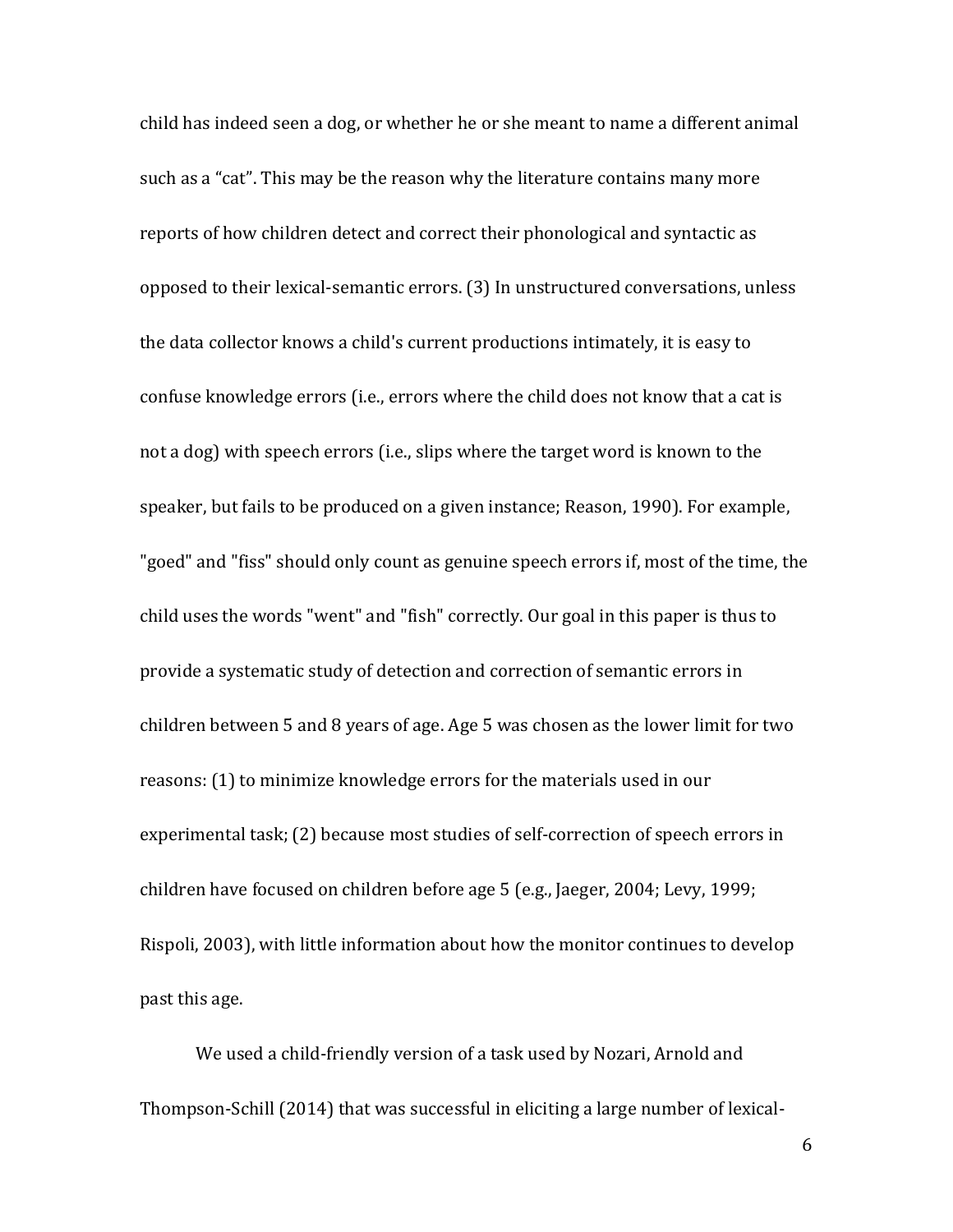child has indeed seen a dog, or whether he or she meant to name a different animal such as a "cat". This may be the reason why the literature contains many more reports of how children detect and correct their phonological and syntactic as opposed to their lexical-semantic errors. (3) In unstructured conversations, unless the data collector knows a child's current productions intimately, it is easy to confuse knowledge errors (i.e., errors where the child does not know that a cat is not a dog) with speech errors (i.e., slips where the target word is known to the speaker, but fails to be produced on a given instance; Reason, 1990). For example, "goed" and "fiss" should only count as genuine speech errors if, most of the time, the child uses the words "went" and "fish" correctly. Our goal in this paper is thus to provide a systematic study of detection and correction of semantic errors in children between 5 and 8 years of age. Age 5 was chosen as the lower limit for two reasons: (1) to minimize knowledge errors for the materials used in our experimental task; (2) because most studies of self-correction of speech errors in children have focused on children before age 5 (e.g., Jaeger, 2004; Levy, 1999; Rispoli, 2003), with little information about how the monitor continues to develop past this age.

We used a child-friendly version of a task used by Nozari, Arnold and Thompson-Schill (2014) that was successful in eliciting a large number of lexical-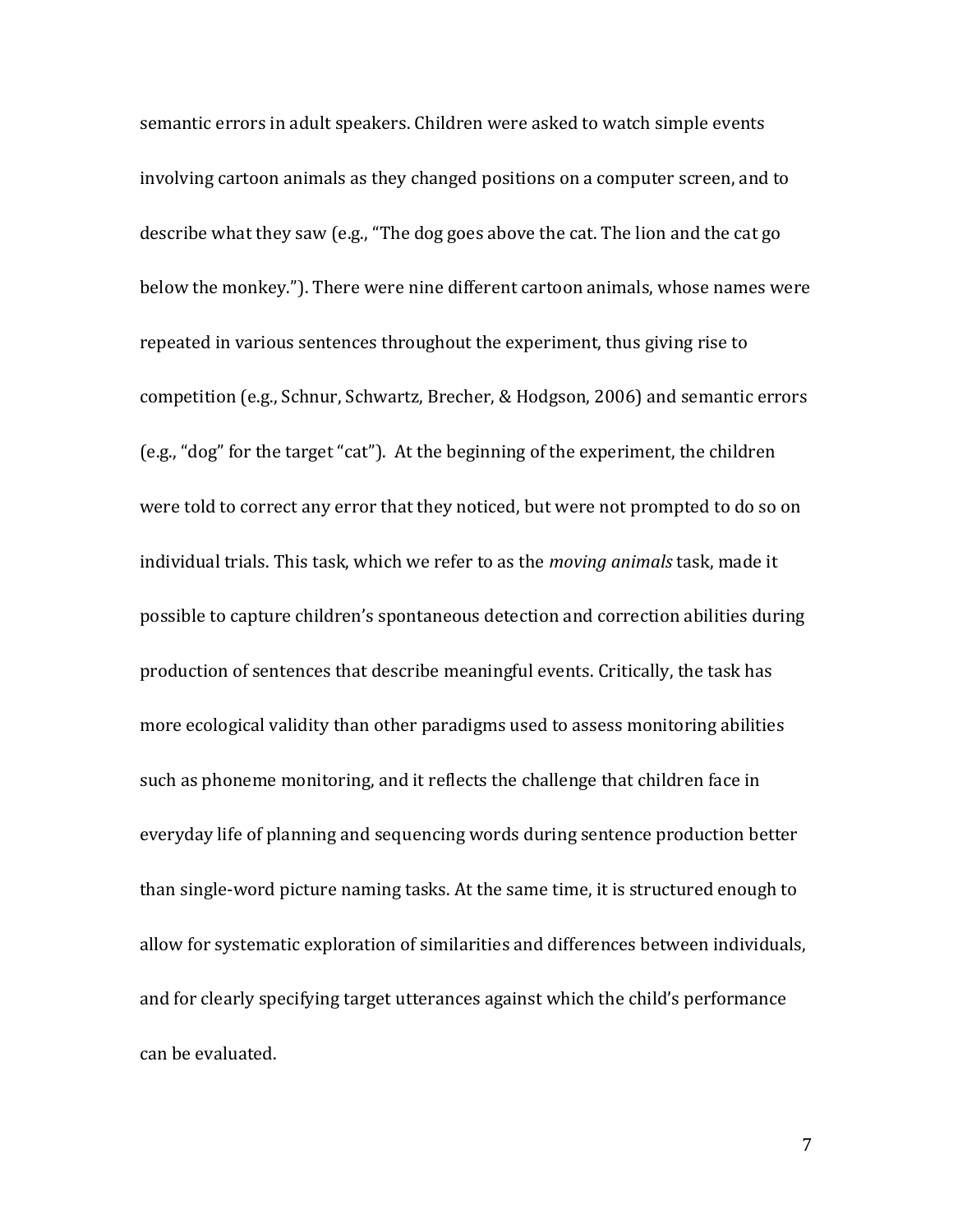semantic errors in adult speakers. Children were asked to watch simple events involving cartoon animals as they changed positions on a computer screen, and to describe what they saw (e.g., "The dog goes above the cat. The lion and the cat go below the monkey."). There were nine different cartoon animals, whose names were repeated in various sentences throughout the experiment, thus giving rise to competition (e.g., Schnur, Schwartz, Brecher, & Hodgson, 2006) and semantic errors (e.g., "dog" for the target "cat"). At the beginning of the experiment, the children were told to correct any error that they noticed, but were not prompted to do so on individual trials. This task, which we refer to as the *moving animals* task, made it possible to capture children's spontaneous detection and correction abilities during production of sentences that describe meaningful events. Critically, the task has more ecological validity than other paradigms used to assess monitoring abilities such as phoneme monitoring, and it reflects the challenge that children face in everyday life of planning and sequencing words during sentence production better than single-word picture naming tasks. At the same time, it is structured enough to allow for systematic exploration of similarities and differences between individuals, and for clearly specifying target utterances against which the child's performance can be evaluated.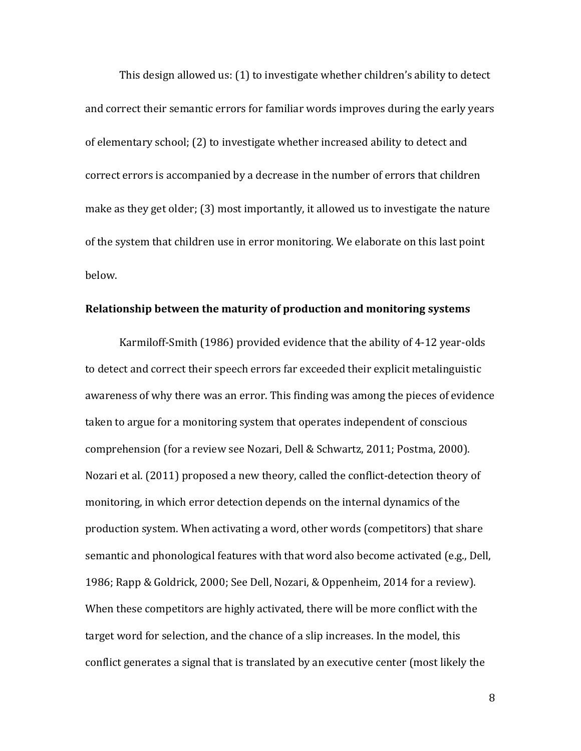This design allowed us: (1) to investigate whether children's ability to detect and correct their semantic errors for familiar words improves during the early years of elementary school; (2) to investigate whether increased ability to detect and correct errors is accompanied by a decrease in the number of errors that children make as they get older; (3) most importantly, it allowed us to investigate the nature of the system that children use in error monitoring. We elaborate on this last point below.

**Relationship between the maturity of production and monitoring systems**

Karmiloff-Smith (1986) provided evidence that the ability of 4-12 year-olds to detect and correct their speech errors far exceeded their explicit metalinguistic awareness of why there was an error. This finding was among the pieces of evidence taken to argue for a monitoring system that operates independent of conscious comprehension (for a review see Nozari, Dell & Schwartz, 2011; Postma, 2000). Nozari et al. (2011) proposed a new theory, called the conflict-detection theory of monitoring, in which error detection depends on the internal dynamics of the production system. When activating a word, other words (competitors) that share semantic and phonological features with that word also become activated (e.g., Dell, 1986; Rapp & Goldrick, 2000; See Dell, Nozari, & Oppenheim, 2014 for a review). When these competitors are highly activated, there will be more conflict with the target word for selection, and the chance of a slip increases. In the model, this conflict generates a signal that is translated by an executive center (most likely the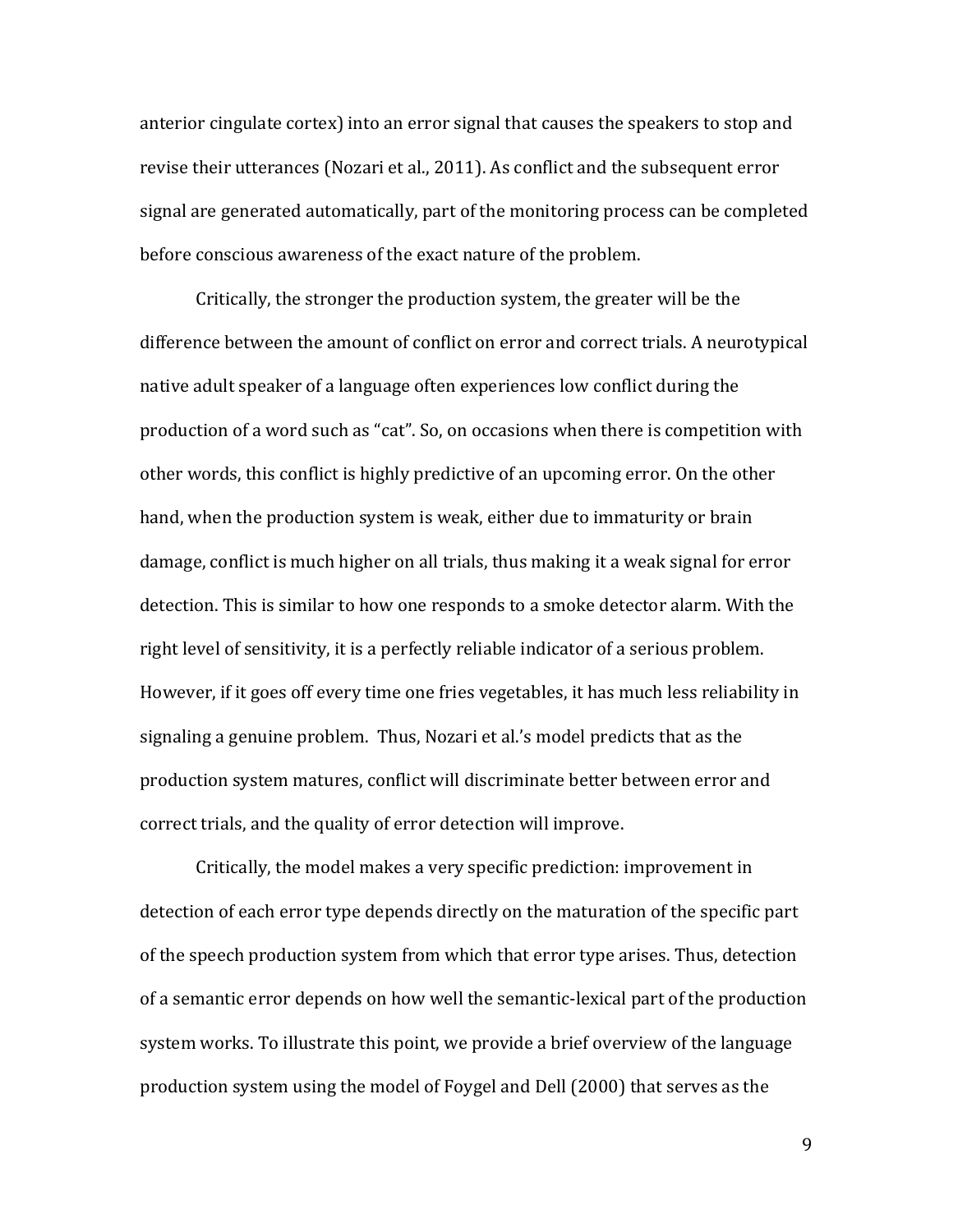anterior cingulate cortex) into an error signal that causes the speakers to stop and revise their utterances (Nozari et al., 2011). As conflict and the subsequent error signal are generated automatically, part of the monitoring process can be completed before conscious awareness of the exact nature of the problem.

Critically, the stronger the production system, the greater will be the difference between the amount of conflict on error and correct trials. A neurotypical native adult speaker of a language often experiences low conflict during the production of a word such as "cat". So, on occasions when there is competition with other words, this conflict is highly predictive of an upcoming error. On the other hand, when the production system is weak, either due to immaturity or brain damage, conflict is much higher on all trials, thus making it a weak signal for error detection. This is similar to how one responds to a smoke detector alarm. With the right level of sensitivity, it is a perfectly reliable indicator of a serious problem. However, if it goes off every time one fries vegetables, it has much less reliability in signaling a genuine problem. Thus, Nozari et al.'s model predicts that as the production system matures, conflict will discriminate better between error and correct trials, and the quality of error detection will improve.

Critically, the model makes a very specific prediction: improvement in detection of each error type depends directly on the maturation of the specific part of the speech production system from which that error type arises. Thus, detection of a semantic error depends on how well the semantic-lexical part of the production system works. To illustrate this point, we provide a brief overview of the language production system using the model of Foygel and Dell (2000) that serves as the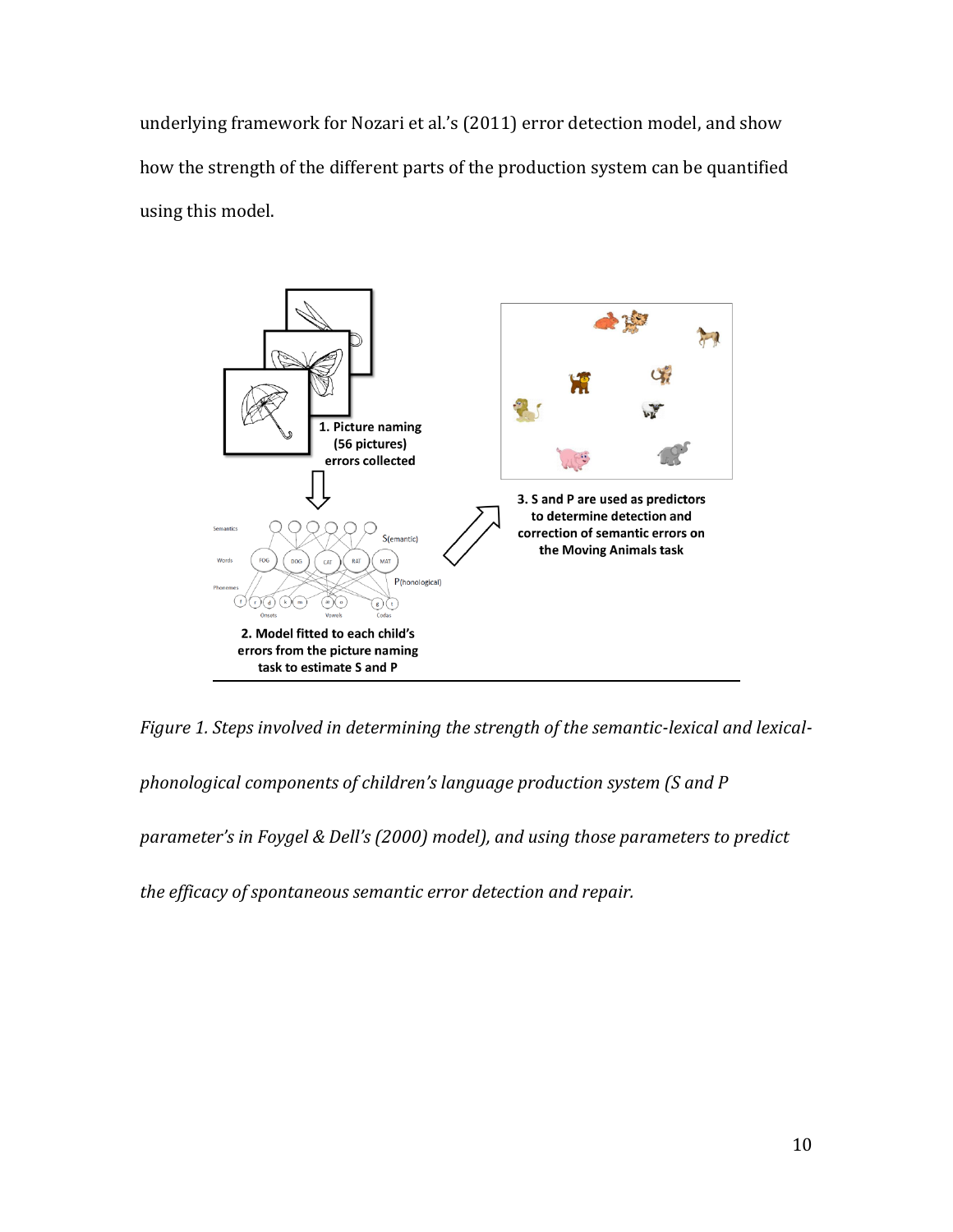underlying framework for Nozari et al.'s (2011) error detection model, and show how the strength of the different parts of the production system can be quantified using this model.

*Figure 1. Steps involved in determining the strength of the semantic-lexical and lexical-phonological components of children's language production system (S and P parameter's in Foygel & Dell's (2000) model), and using those parameters to predict the efficacy of spontaneous semantic error detection and repair.*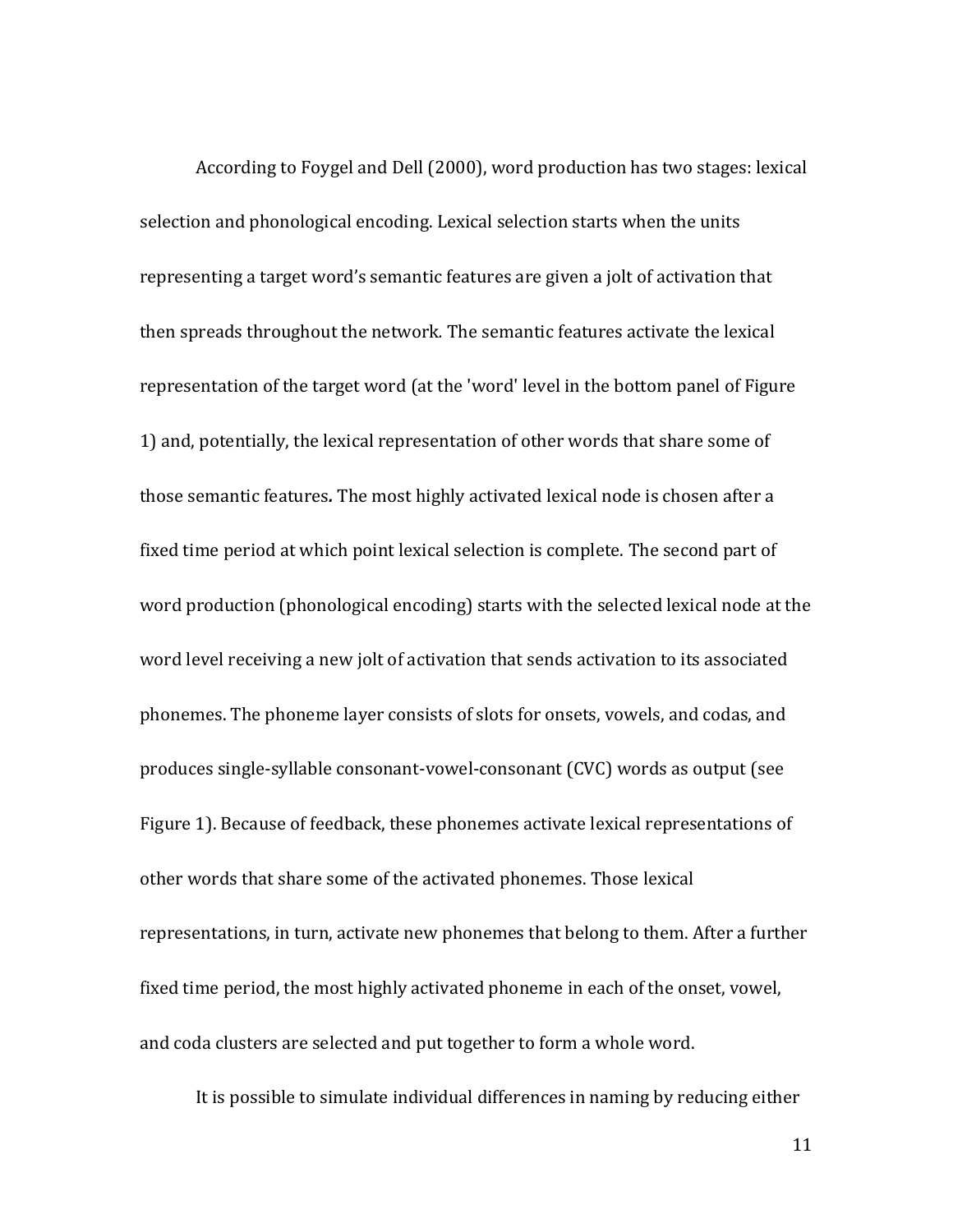According to Foygel and Dell (2000), word production has two stages: lexical selection and phonological encoding. Lexical selection starts when the units representing a target word's semantic features are given a jolt of activation that then spreads throughout the network. The semantic features activate the lexical representation of the target word (at the 'word' level in the bottom panel of Figure 1) and, potentially, the lexical representation of other words that share some of those semantic features**.** The most highly activated lexical node is chosen after a fixed time period at which point lexical selection is complete. The second part of word production (phonological encoding) starts with the selected lexical node at the word level receiving a new jolt of activation that sends activation to its associated phonemes. The phoneme layer consists of slots for onsets, vowels, and codas, and produces single-syllable consonant-vowel-consonant (CVC) words as output (see Figure 1). Because of feedback, these phonemes activate lexical representations of other words that share some of the activated phonemes. Those lexical representations, in turn, activate new phonemes that belong to them. After a further fixed time period, the most highly activated phoneme in each of the onset, vowel, and coda clusters are selected and put together to form a whole word.

It is possible to simulate individual differences in naming by reducing either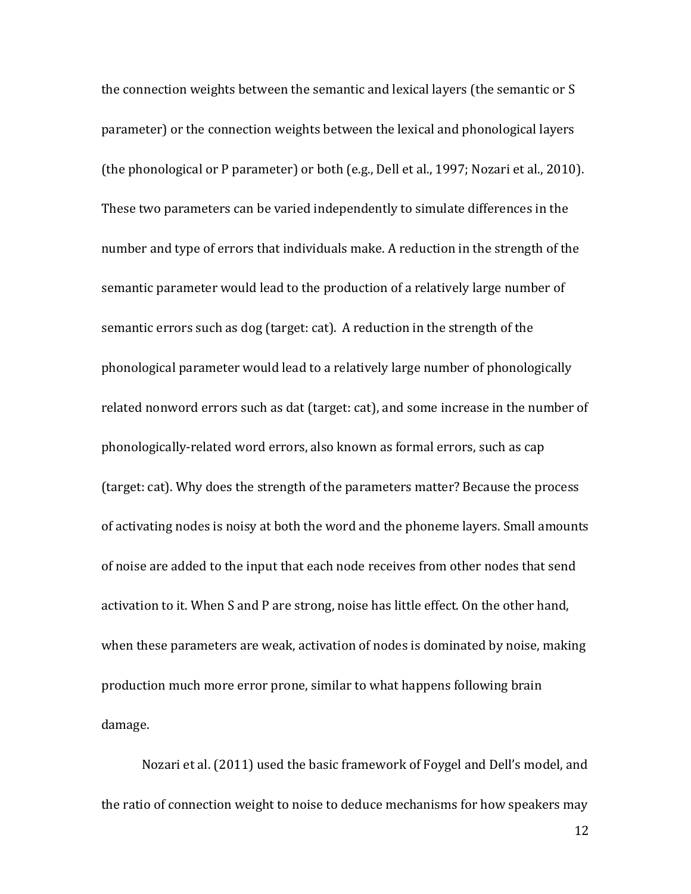the connection weights between the semantic and lexical layers (the semantic or S parameter) or the connection weights between the lexical and phonological layers (the phonological or P parameter) or both (e.g., Dell et al., 1997; Nozari et al., 2010). These two parameters can be varied independently to simulate differences in the number and type of errors that individuals make. A reduction in the strength of the semantic parameter would lead to the production of a relatively large number of semantic errors such as dog (target: cat). A reduction in the strength of the phonological parameter would lead to a relatively large number of phonologically related nonword errors such as dat (target: cat), and some increase in the number of phonologically-related word errors, also known as formal errors, such as cap (target: cat). Why does the strength of the parameters matter? Because the process of activating nodes is noisy at both the word and the phoneme layers. Small amounts of noise are added to the input that each node receives from other nodes that send activation to it. When S and P are strong, noise has little effect. On the other hand, when these parameters are weak, activation of nodes is dominated by noise, making production much more error prone, similar to what happens following brain damage.

Nozari et al. (2011) used the basic framework of Foygel and Dell's model, and the ratio of connection weight to noise to deduce mechanisms for how speakers may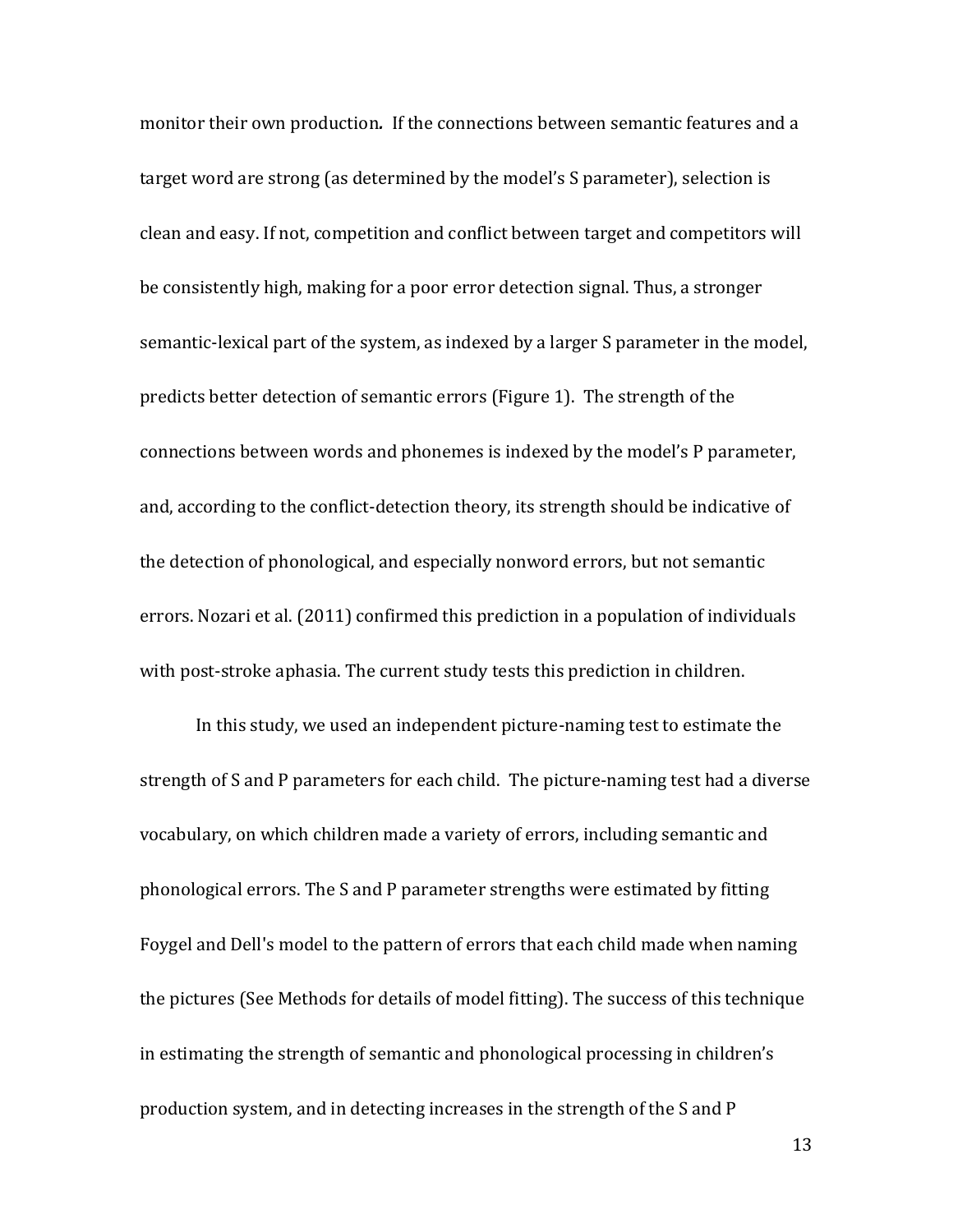monitor their own production. If the connections between semantic features and a target word are strong (as determined by the model's S parameter), selection is clean and easy. If not, competition and conflict between target and competitors will be consistently high, making for a poor error detection signal. Thus, a stronger semantic-lexical part of the system, as indexed by a larger S parameter in the model, predicts better detection of semantic errors (Figure 1). The strength of the connections between words and phonemes is indexed by the model's P parameter, and, according to the conflict-detection theory, its strength should be indicative of the detection of phonological, and especially nonword errors, but not semantic errors. Nozari et al. (2011) confirmed this prediction in a population of individuals with post-stroke aphasia. The current study tests this prediction in children.

In this study, we used an independent picture-naming test to estimate the strength of S and P parameters for each child. The picture-naming test had a diverse vocabulary, on which children made a variety of errors, including semantic and phonological errors. The S and P parameter strengths were estimated by fitting Foygel and Dell's model to the pattern of errors that each child made when naming the pictures (See Methods for details of model fitting). The success of this technique in estimating the strength of semantic and phonological processing in children's production system, and in detecting increases in the strength of the S and P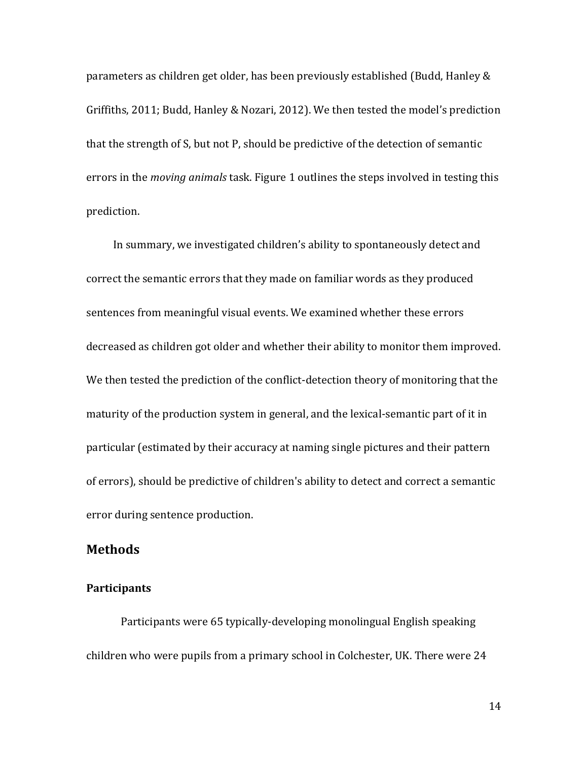parameters as children get older, has been previously established (Budd, Hanley & Griffiths, 2011; Budd, Hanley & Nozari, 2012). We then tested the model's prediction that the strength of S, but not P, should be predictive of the detection of semantic errors in the *moving animals* task. Figure 1 outlines the steps involved in testing this prediction.

In summary, we investigated children's ability to spontaneously detect and correct the semantic errors that they made on familiar words as they produced sentences from meaningful visual events. We examined whether these errors decreased as children got older and whether their ability to monitor them improved. We then tested the prediction of the conflict-detection theory of monitoring that the maturity of the production system in general, and the lexical-semantic part of it in particular (estimated by their accuracy at naming single pictures and their pattern of errors), should be predictive of children's ability to detect and correct a semantic error during sentence production.

## Methods

### Participants

Participants were 65 typically-developing monolingual English speaking children who were pupils from a primary school in Colchester, UK. There were 24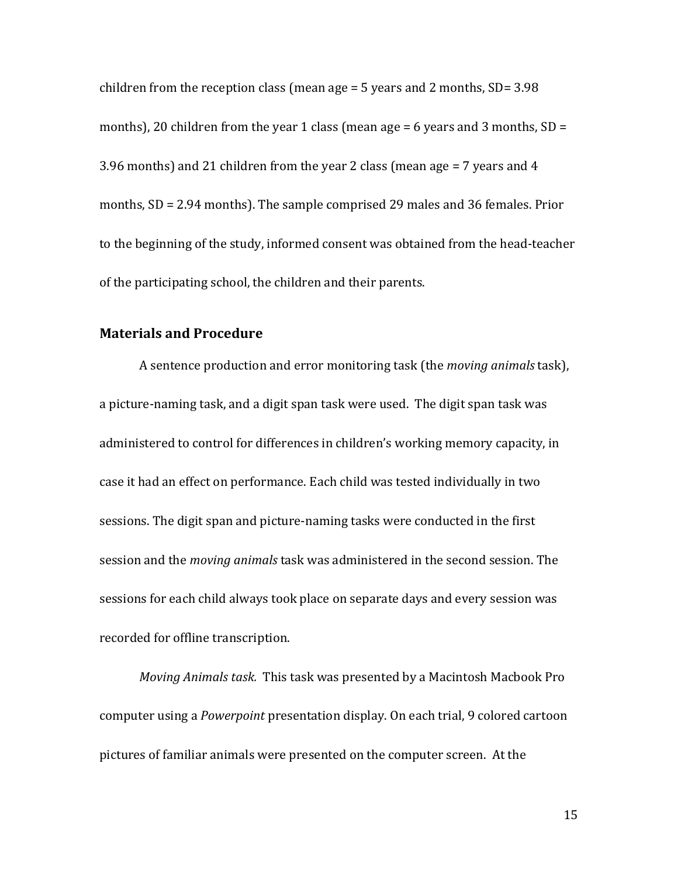children from the reception class (mean age = 5 years and 2 months, SD= 3.98 months), 20 children from the year 1 class (mean age = 6 years and 3 months, SD = 3.96 months) and 21 children from the year 2 class (mean age = 7 years and 4 months, SD = 2.94 months). The sample comprised 29 males and 36 females. Prior to the beginning of the study, informed consent was obtained from the head-teacher of the participating school, the children and their parents.

## Materials and Procedure

A sentence production and error monitoring task (the *moving animals* task), a picture-naming task, and a digit span task were used. The digit span task was administered to control for differences in children's working memory capacity, in case it had an effect on performance. Each child was tested individually in two sessions. The digit span and picture-naming tasks were conducted in the first session and the *moving animals* task was administered in the second session. The sessions for each child always took place on separate days and every session was recorded for offline transcription.

*Moving Animals task.* This task was presented by a Macintosh Macbook Pro computer using a *Powerpoint* presentation display. On each trial, 9 colored cartoon pictures of familiar animals were presented on the computer screen. At the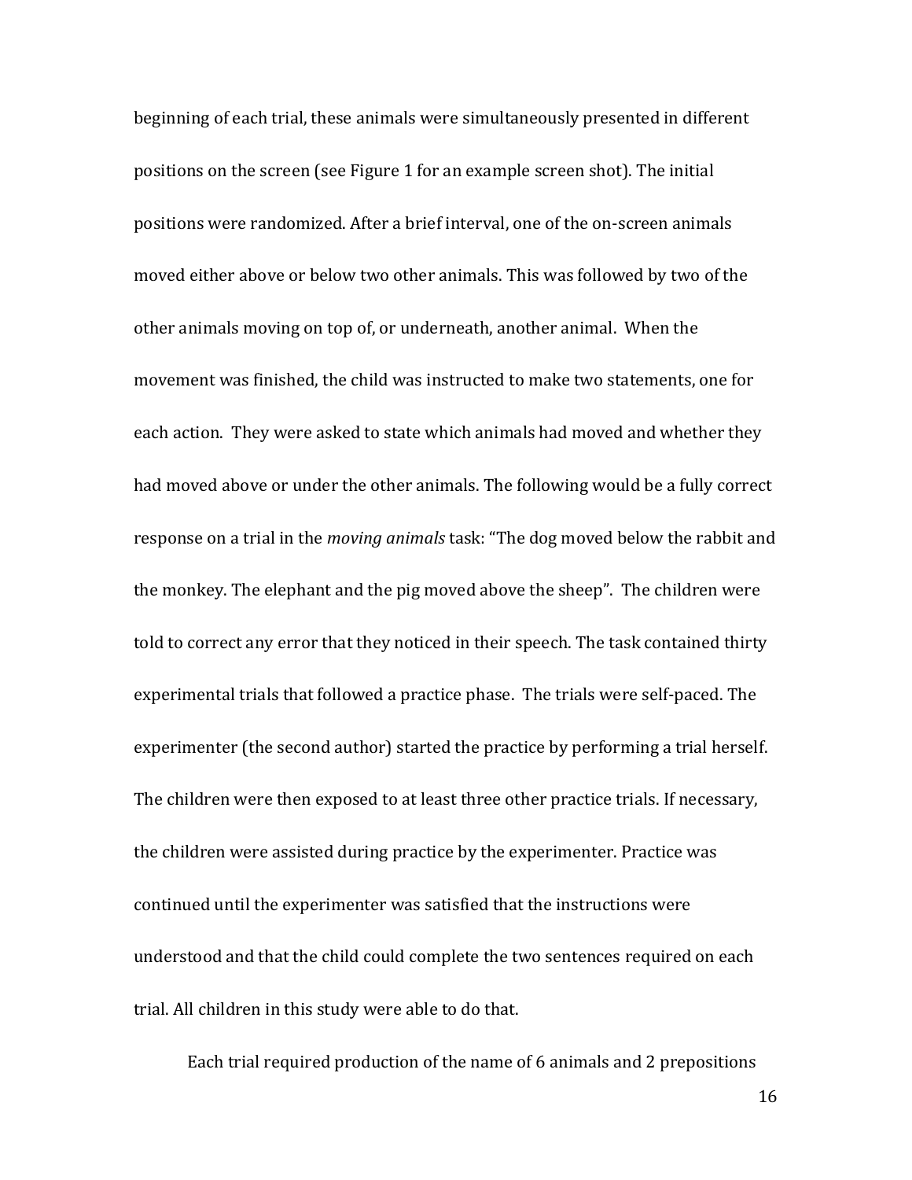beginning of each trial, these animals were simultaneously presented in different positions on the screen (see Figure 1 for an example screen shot). The initial positions were randomized. After a brief interval, one of the on-screen animals moved either above or below two other animals. This was followed by two of the other animals moving on top of, or underneath, another animal. When the movement was finished, the child was instructed to make two statements, one for each action. They were asked to state which animals had moved and whether they had moved above or under the other animals. The following would be a fully correct response on a trial in the *moving animals* task: "The dog moved below the rabbit and the monkey. The elephant and the pig moved above the sheep". The children were told to correct any error that they noticed in their speech. The task contained thirty experimental trials that followed a practice phase. The trials were self-paced. The experimenter (the second author) started the practice by performing a trial herself. The children were then exposed to at least three other practice trials. If necessary, the children were assisted during practice by the experimenter. Practice was continued until the experimenter was satisfied that the instructions were understood and that the child could complete the two sentences required on each trial. All children in this study were able to do that.

Each trial required production of the name of 6 animals and 2 prepositions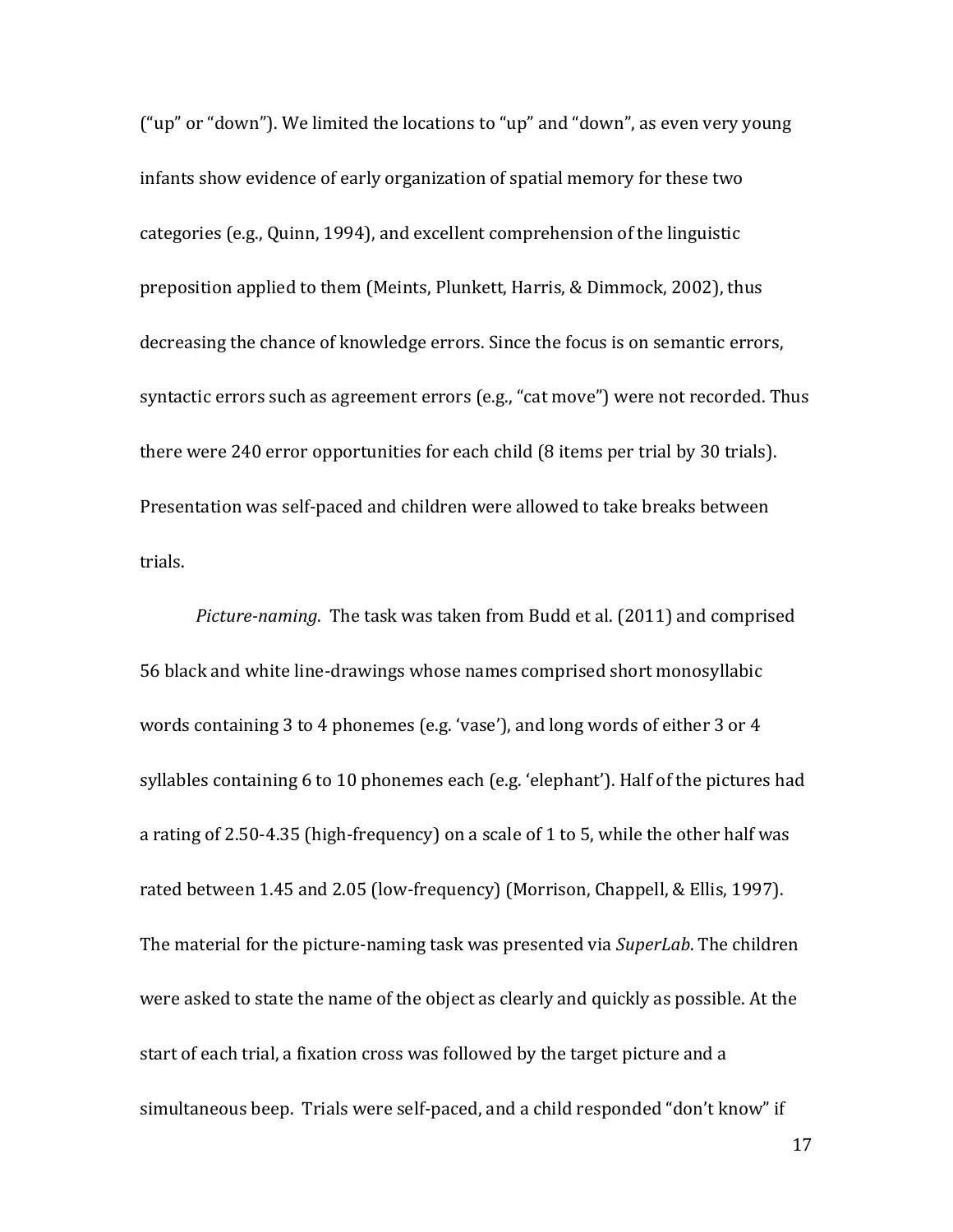("up" or "down"). We limited the locations to "up" and "down", as even very young infants show evidence of early organization of spatial memory for these two categories (e.g., Quinn, 1994), and excellent comprehension of the linguistic preposition applied to them (Meints, Plunkett, Harris, & Dimmock, 2002), thus decreasing the chance of knowledge errors. Since the focus is on semantic errors, syntactic errors such as agreement errors (e.g., "cat move") were not recorded. Thus there were 240 error opportunities for each child (8 items per trial by 30 trials). Presentation was self-paced and children were allowed to take breaks between trials.

*Picture-naming*. The task was taken from Budd et al. (2011) and comprised 56 black and white line-drawings whose names comprised short monosyllabic words containing 3 to 4 phonemes (e.g. 'vase'), and long words of either 3 or 4 syllables containing 6 to 10 phonemes each (e.g. 'elephant'). Half of the pictures had a rating of 2.50-4.35 (high-frequency) on a scale of 1 to 5, while the other half was rated between 1.45 and 2.05 (low-frequency) (Morrison, Chappell, & Ellis, 1997). The material for the picture-naming task was presented via *SuperLab*. The children were asked to state the name of the object as clearly and quickly as possible. At the start of each trial, a fixation cross was followed by the target picture and a simultaneous beep. Trials were self-paced, and a child responded "don't know" if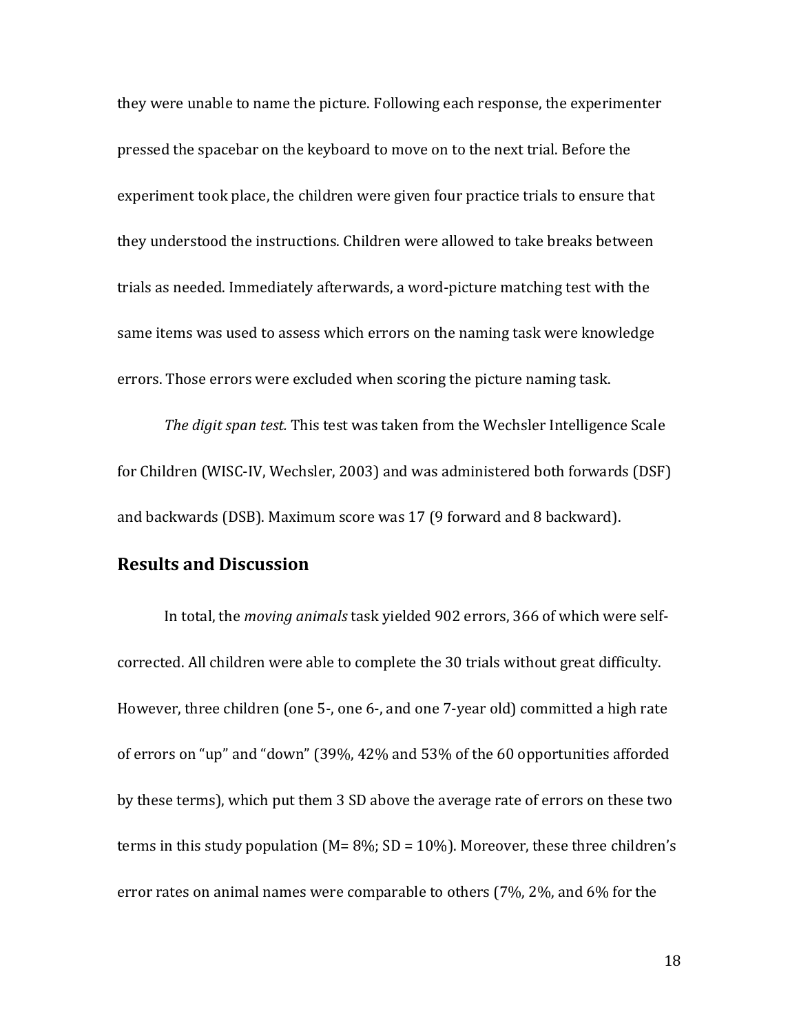they were unable to name the picture. Following each response, the experimenter pressed the spacebar on the keyboard to move on to the next trial. Before the experiment took place, the children were given four practice trials to ensure that they understood the instructions. Children were allowed to take breaks between trials as needed. Immediately afterwards, a word-picture matching test with the same items was used to assess which errors on the naming task were knowledge errors. Those errors were excluded when scoring the picture naming task.

*The digit span test.* This test was taken from the Wechsler Intelligence Scale for Children (WISC-IV, Wechsler, 2003) and was administered both forwards (DSF) and backwards (DSB). Maximum score was 17 (9 forward and 8 backward).

## Results and Discussion

In total, the *moving animals* task yielded 902 errors, 366 of which were self-corrected. All children were able to complete the 30 trials without great difficulty. However, three children (one 5-, one 6-, and one 7-year old) committed a high rate of errors on "up" and "down" (39%, 42% and 53% of the 60 opportunities afforded by these terms), which put them 3 SD above the average rate of errors on these two terms in this study population (M= 8%; SD = 10%). Moreover, these three children's error rates on animal names were comparable to others (7%, 2%, and 6% for the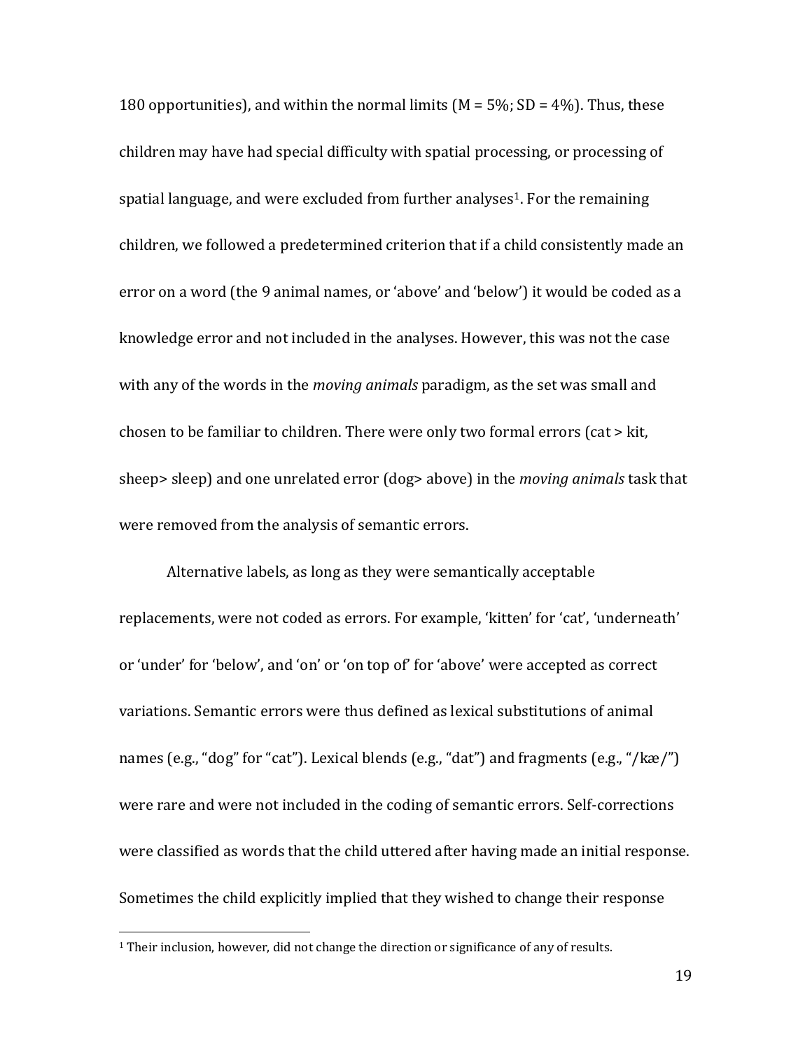180 opportunities), and within the normal limits (M = 5%; SD = 4%). Thus, these children may have had special difficulty with spatial processing, or processing of spatial language, and were excluded from further analyses[1]. For the remaining children, we followed a predetermined criterion that if a child consistently made an error on a word (the 9 animal names, or 'above' and 'below') it would be coded as a knowledge error and not included in the analyses. However, this was not the case with any of the words in the *moving animals* paradigm, as the set was small and chosen to be familiar to children. There were only two formal errors (cat > kit, sheep> sleep) and one unrelated error (dog> above) in the *moving animals* task that were removed from the analysis of semantic errors.

Alternative labels, as long as they were semantically acceptable replacements, were not coded as errors. For example, 'kitten' for 'cat', 'underneath' or 'under' for 'below', and 'on' or 'on top of' for 'above' were accepted as correct variations. Semantic errors were thus defined as lexical substitutions of animal names (e.g., "dog" for "cat"). Lexical blends (e.g., "dat") and fragments (e.g., "/kæ/") were rare and were not included in the coding of semantic errors. Self-corrections were classified as words that the child uttered after having made an initial response. Sometimes the child explicitly implied that they wished to change their response

---

[1] Their inclusion, however, did not change the direction or significance of any of results.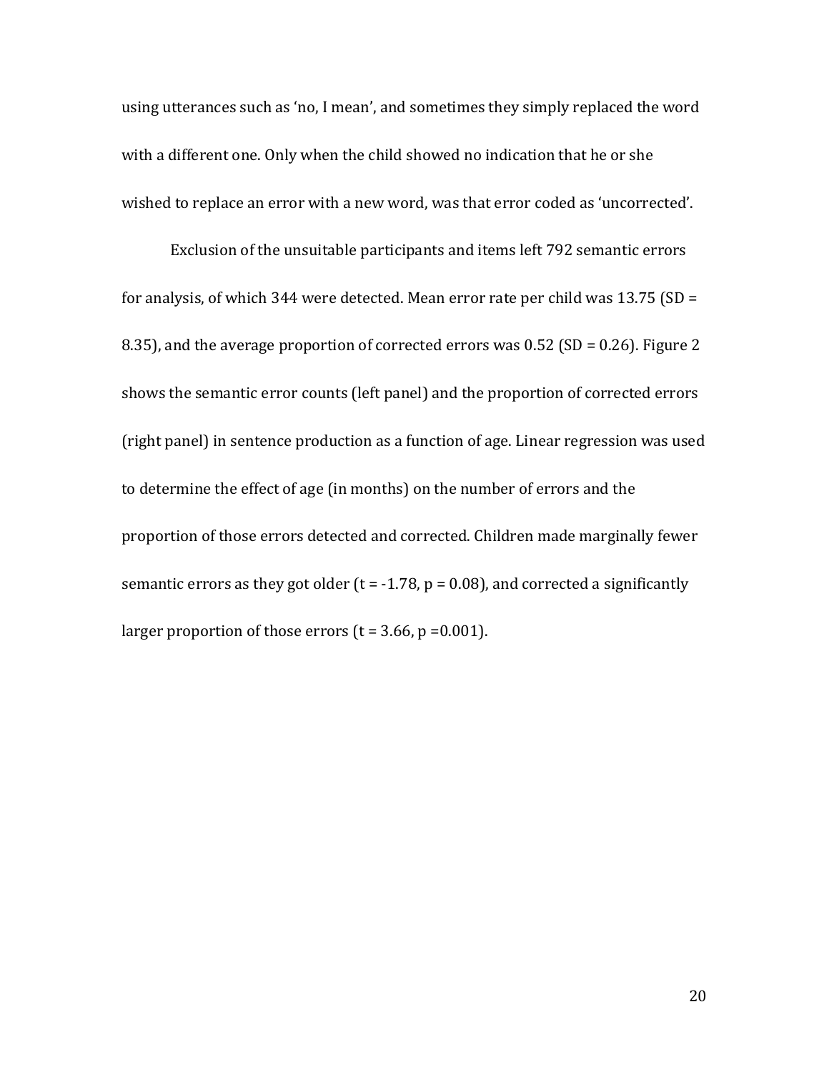using utterances such as ‘no, I mean’, and sometimes they simply replaced the word with a different one. Only when the child showed no indication that he or she wished to replace an error with a new word, was that error coded as ‘uncorrected’.

Exclusion of the unsuitable participants and items left 792 semantic errors for analysis, of which 344 were detected. Mean error rate per child was 13.75 ($SD = 8.35$), and the average proportion of corrected errors was 0.52 ($SD = 0.26$). Figure 2 shows the semantic error counts (left panel) and the proportion of corrected errors (right panel) in sentence production as a function of age. Linear regression was used to determine the effect of age (in months) on the number of errors and the proportion of those errors detected and corrected. Children made marginally fewer semantic errors as they got older ($t = -1.78$, $p = 0.08$), and corrected a significantly larger proportion of those errors ($t = 3.66$, $p = 0.001$).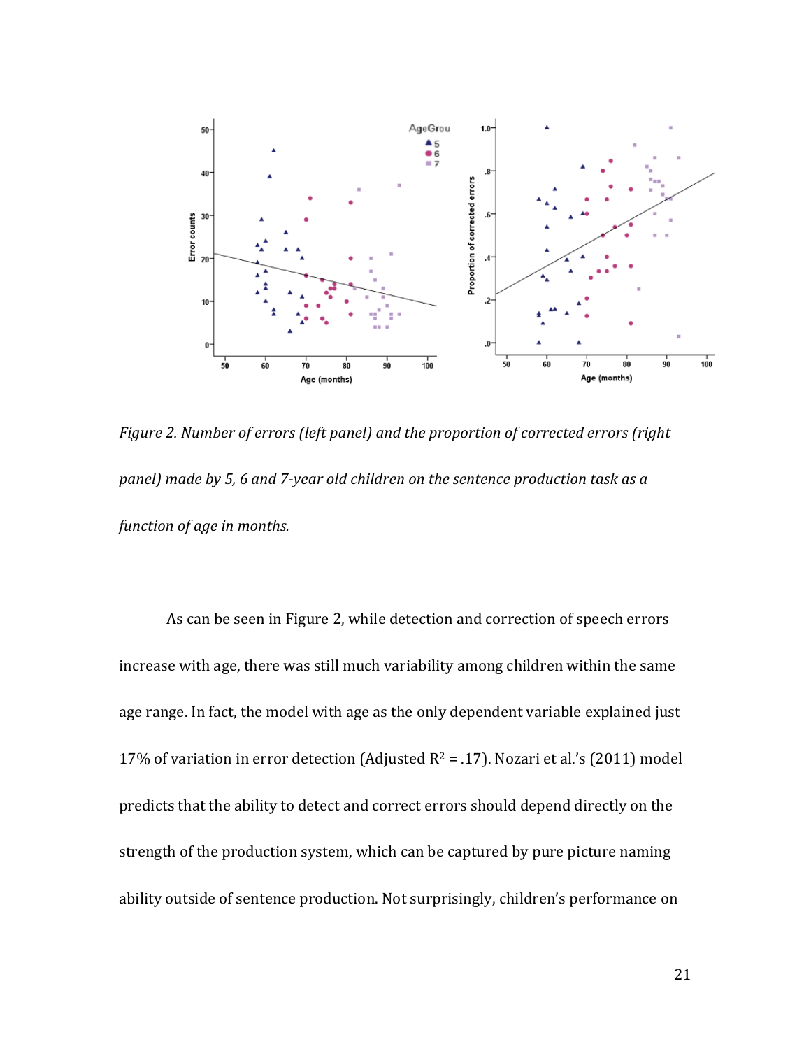*Figure 2. Number of errors (left panel) and the proportion of corrected errors (right panel) made by 5, 6 and 7-year old children on the sentence production task as a function of age in months.*

As can be seen in Figure 2, while detection and correction of speech errors increase with age, there was still much variability among children within the same age range. In fact, the model with age as the only dependent variable explained just 17% of variation in error detection (Adjusted $R^2 = .17$). Nozari et al.'s (2011) model predicts that the ability to detect and correct errors should depend directly on the strength of the production system, which can be captured by pure picture naming ability outside of sentence production. Not surprisingly, children's performance on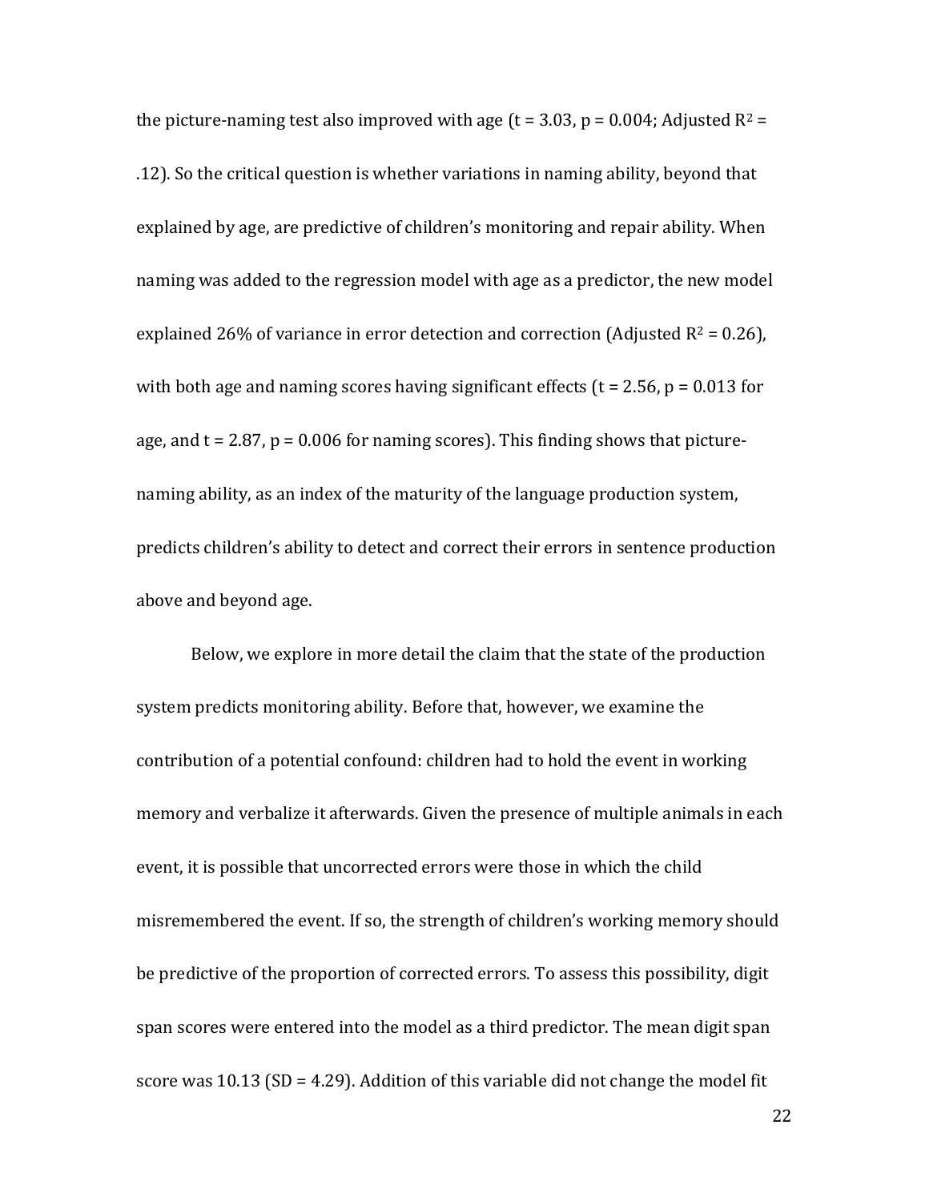the picture-naming test also improved with age ($t = 3.03$, $p = 0.004$; Adjusted $R^2 = .12$). So the critical question is whether variations in naming ability, beyond that explained by age, are predictive of children's monitoring and repair ability. When naming was added to the regression model with age as a predictor, the new model explained 26% of variance in error detection and correction (Adjusted $R^2 = 0.26$), with both age and naming scores having significant effects ($t = 2.56$, $p = 0.013$ for age, and $t = 2.87$, $p = 0.006$ for naming scores). This finding shows that picture-naming ability, as an index of the maturity of the language production system, predicts children's ability to detect and correct their errors in sentence production above and beyond age.

Below, we explore in more detail the claim that the state of the production system predicts monitoring ability. Before that, however, we examine the contribution of a potential confound: children had to hold the event in working memory and verbalize it afterwards. Given the presence of multiple animals in each event, it is possible that uncorrected errors were those in which the child misremembered the event. If so, the strength of children's working memory should be predictive of the proportion of corrected errors. To assess this possibility, digit span scores were entered into the model as a third predictor. The mean digit span score was 10.13 (SD = 4.29). Addition of this variable did not change the model fit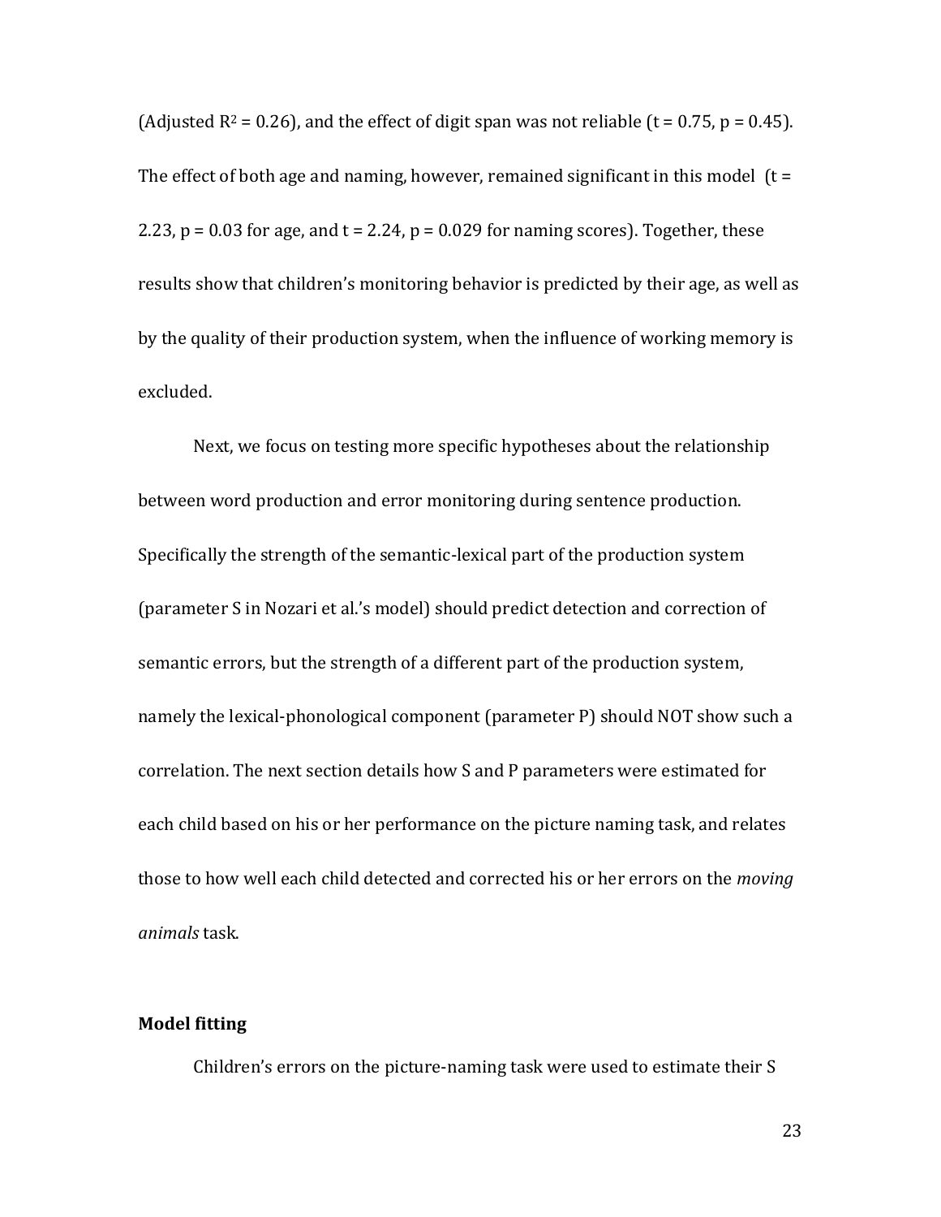(Adjusted $R^2 = 0.26$), and the effect of digit span was not reliable ($t = 0.75$, $p = 0.45$). The effect of both age and naming, however, remained significant in this model ($t = 2.23$, $p = 0.03$ for age, and $t = 2.24$, $p = 0.029$ for naming scores). Together, these results show that children's monitoring behavior is predicted by their age, as well as by the quality of their production system, when the influence of working memory is excluded.

Next, we focus on testing more specific hypotheses about the relationship between word production and error monitoring during sentence production. Specifically the strength of the semantic-lexical part of the production system (parameter S in Nozari et al.'s model) should predict detection and correction of semantic errors, but the strength of a different part of the production system, namely the lexical-phonological component (parameter P) should NOT show such a correlation. The next section details how S and P parameters were estimated for each child based on his or her performance on the picture naming task, and relates those to how well each child detected and corrected his or her errors on the *moving animals* task.

### Model fitting

Children's errors on the picture-naming task were used to estimate their S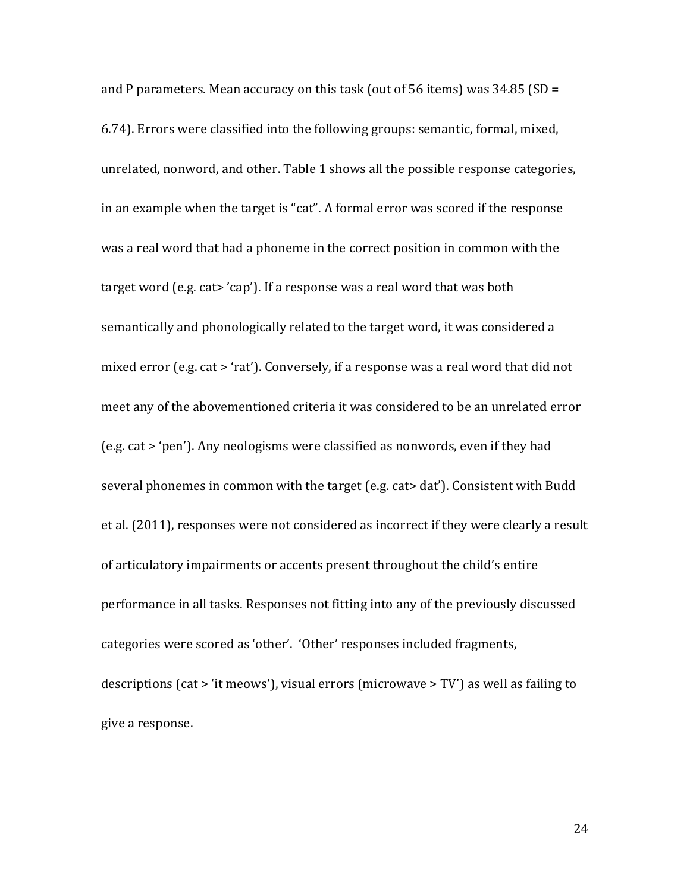and P parameters. Mean accuracy on this task (out of 56 items) was 34.85 (SD = 6.74). Errors were classified into the following groups: semantic, formal, mixed, unrelated, nonword, and other. Table 1 shows all the possible response categories, in an example when the target is "cat". A formal error was scored if the response was a real word that had a phoneme in the correct position in common with the target word (e.g. cat> 'cap'). If a response was a real word that was both semantically and phonologically related to the target word, it was considered a mixed error (e.g. cat > 'rat'). Conversely, if a response was a real word that did not meet any of the abovementioned criteria it was considered to be an unrelated error (e.g. cat > 'pen'). Any neologisms were classified as nonwords, even if they had several phonemes in common with the target (e.g. cat> dat'). Consistent with Budd et al. (2011), responses were not considered as incorrect if they were clearly a result of articulatory impairments or accents present throughout the child's entire performance in all tasks. Responses not fitting into any of the previously discussed categories were scored as 'other'. 'Other' responses included fragments, descriptions (cat > 'it meows'), visual errors (microwave > TV') as well as failing to give a response.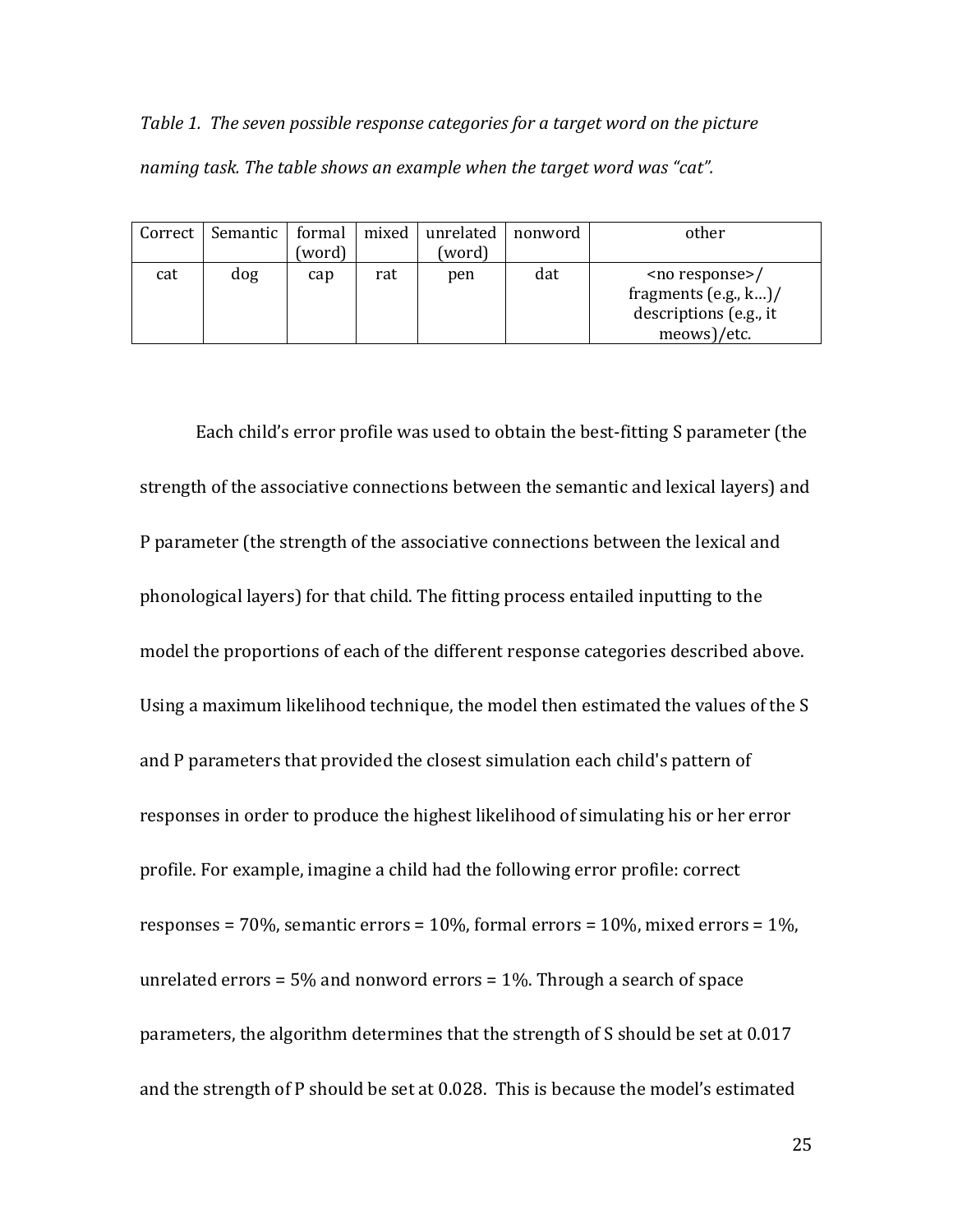*Table 1. The seven possible response categories for a target word on the picture naming task. The table shows an example when the target word was "cat".*

| Correct | Semantic | formal (word) | mixed | unrelated (word) | nonword | other |
|---|---|---|---|---|---|---|
| cat | dog | cap | rat | pen | dat | <no response>/ fragments (e.g., k…)/ descriptions (e.g., it meows)/etc. |

Each child's error profile was used to obtain the best-fitting S parameter (the strength of the associative connections between the semantic and lexical layers) and P parameter (the strength of the associative connections between the lexical and phonological layers) for that child. The fitting process entailed inputting to the model the proportions of each of the different response categories described above. Using a maximum likelihood technique, the model then estimated the values of the S and P parameters that provided the closest simulation each child's pattern of responses in order to produce the highest likelihood of simulating his or her error profile. For example, imagine a child had the following error profile: correct responses = 70%, semantic errors = 10%, formal errors = 10%, mixed errors = 1%, unrelated errors = 5% and nonword errors = 1%. Through a search of space parameters, the algorithm determines that the strength of S should be set at 0.017 and the strength of P should be set at 0.028. This is because the model's estimated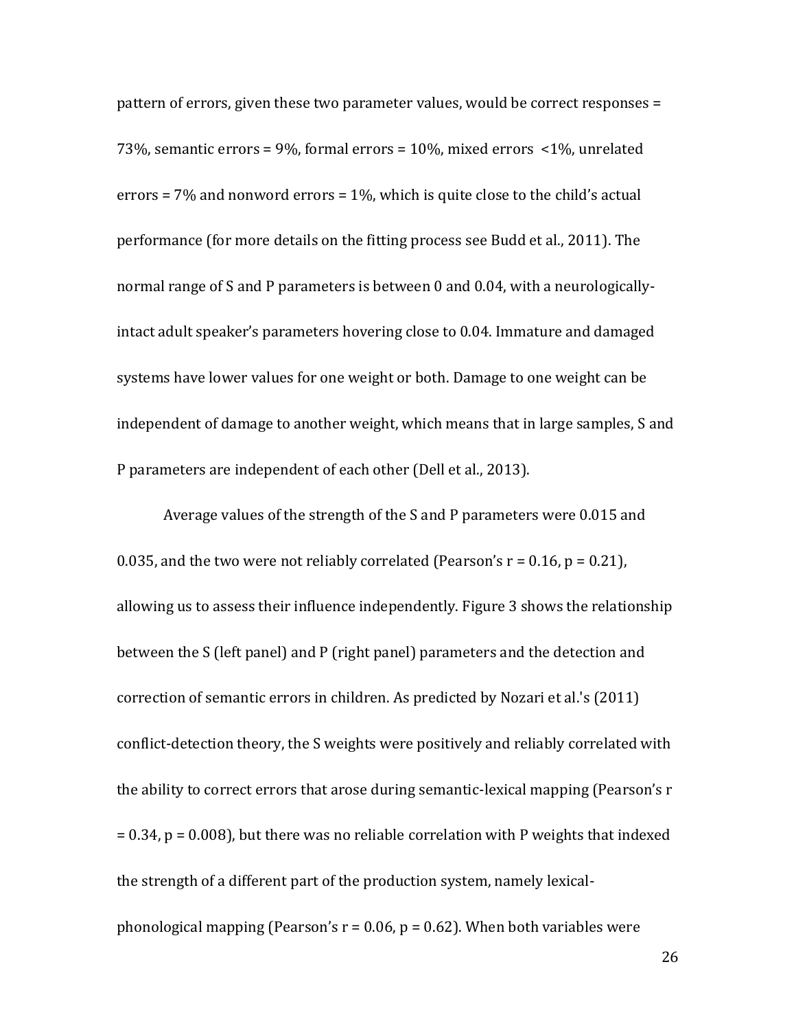pattern of errors, given these two parameter values, would be correct responses = 73%, semantic errors = 9%, formal errors = 10%, mixed errors <1%, unrelated errors = 7% and nonword errors = 1%, which is quite close to the child's actual performance (for more details on the fitting process see Budd et al., 2011). The normal range of S and P parameters is between 0 and 0.04, with a neurologically-intact adult speaker's parameters hovering close to 0.04. Immature and damaged systems have lower values for one weight or both. Damage to one weight can be independent of damage to another weight, which means that in large samples, S and P parameters are independent of each other (Dell et al., 2013).

Average values of the strength of the S and P parameters were 0.015 and 0.035, and the two were not reliably correlated (Pearson's $r = 0.16$, $p = 0.21$), allowing us to assess their influence independently. Figure 3 shows the relationship between the S (left panel) and P (right panel) parameters and the detection and correction of semantic errors in children. As predicted by Nozari et al.'s (2011) conflict-detection theory, the S weights were positively and reliably correlated with the ability to correct errors that arose during semantic-lexical mapping (Pearson's $r = 0.34$, $p = 0.008$), but there was no reliable correlation with P weights that indexed the strength of a different part of the production system, namely lexical-phonological mapping (Pearson's $r = 0.06$, $p = 0.62$). When both variables were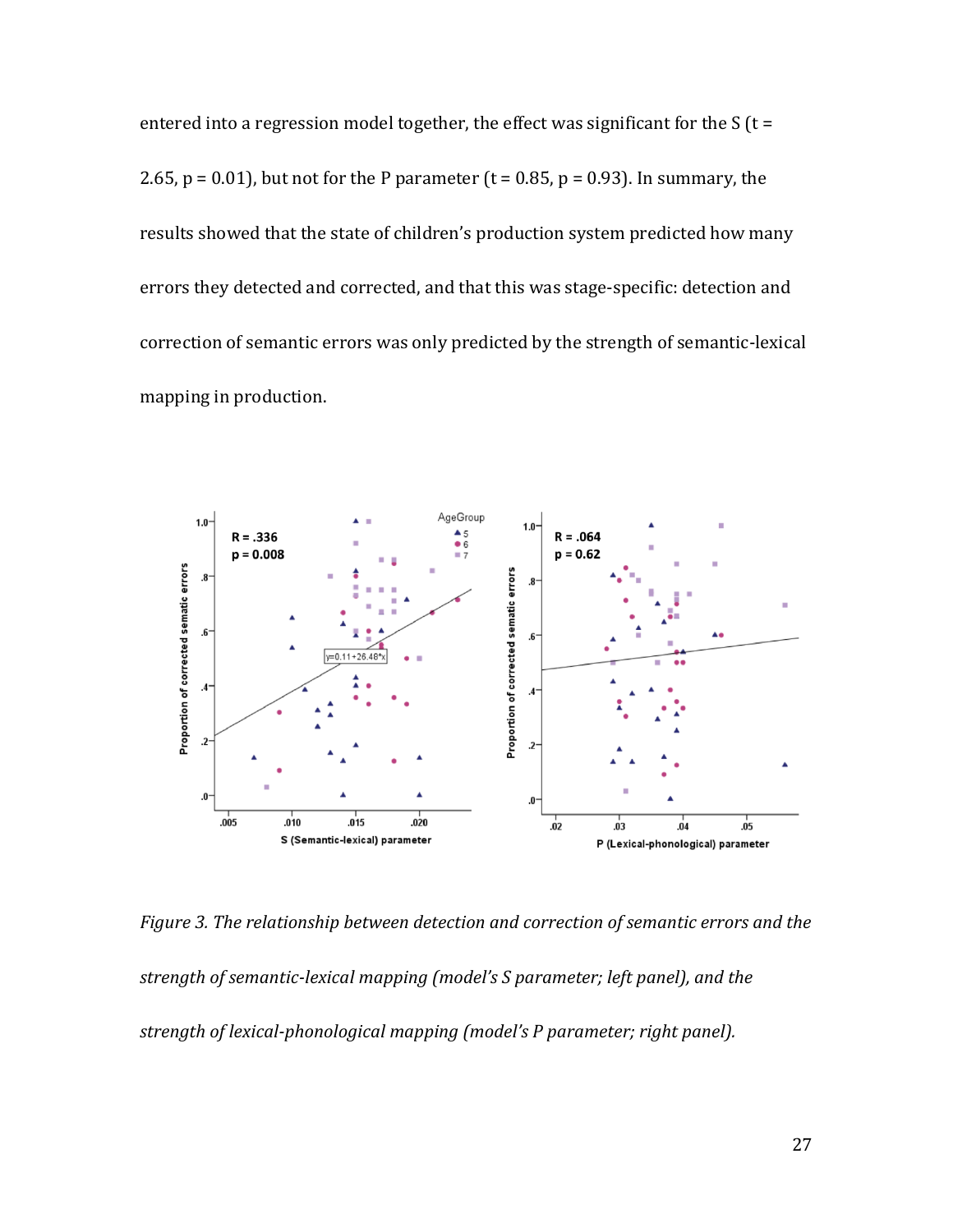entered into a regression model together, the effect was significant for the S ($t = 2.65$, $p = 0.01$), but not for the P parameter ($t = 0.85$, $p = 0.93$). In summary, the results showed that the state of children's production system predicted how many errors they detected and corrected, and that this was stage-specific: detection and correction of semantic errors was only predicted by the strength of semantic-lexical mapping in production.

*Figure 3. The relationship between detection and correction of semantic errors and the strength of semantic-lexical mapping (model's S parameter; left panel), and the strength of lexical-phonological mapping (model's P parameter; right panel).*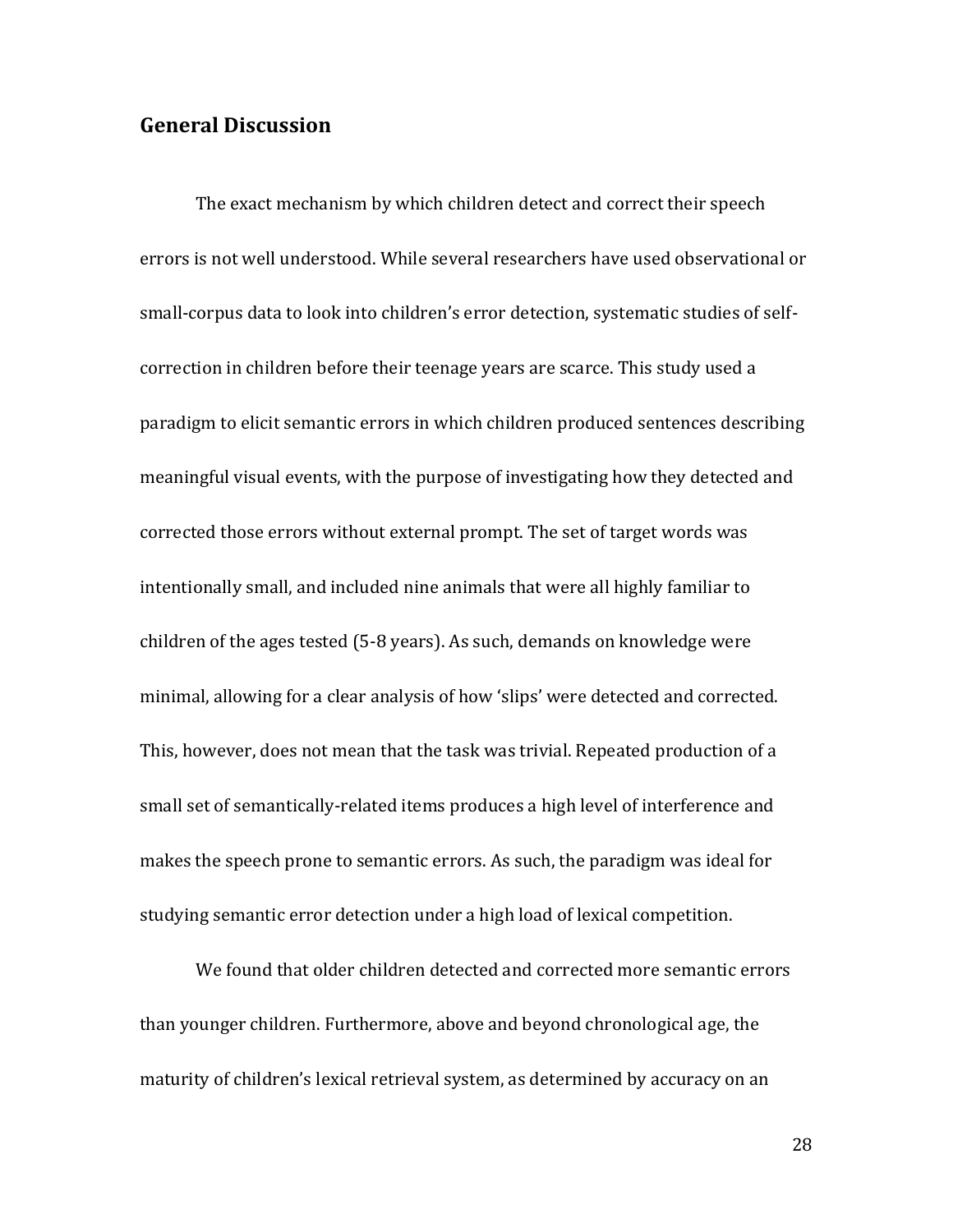## General Discussion

The exact mechanism by which children detect and correct their speech errors is not well understood. While several researchers have used observational or small-corpus data to look into children's error detection, systematic studies of self-correction in children before their teenage years are scarce. This study used a paradigm to elicit semantic errors in which children produced sentences describing meaningful visual events, with the purpose of investigating how they detected and corrected those errors without external prompt. The set of target words was intentionally small, and included nine animals that were all highly familiar to children of the ages tested (5-8 years). As such, demands on knowledge were minimal, allowing for a clear analysis of how 'slips' were detected and corrected. This, however, does not mean that the task was trivial. Repeated production of a small set of semantically-related items produces a high level of interference and makes the speech prone to semantic errors. As such, the paradigm was ideal for studying semantic error detection under a high load of lexical competition.

We found that older children detected and corrected more semantic errors than younger children. Furthermore, above and beyond chronological age, the maturity of children's lexical retrieval system, as determined by accuracy on an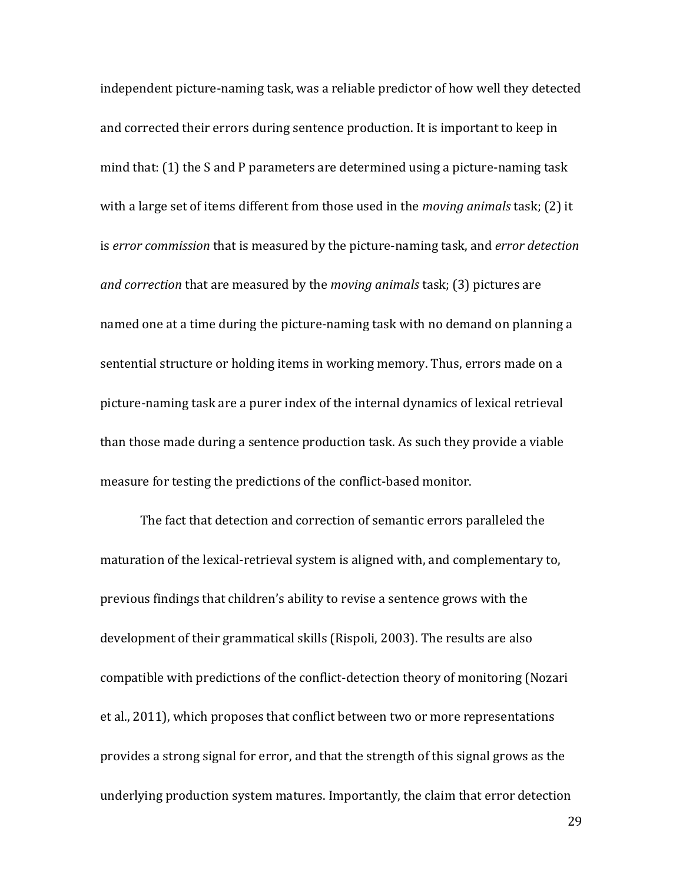independent picture-naming task, was a reliable predictor of how well they detected and corrected their errors during sentence production. It is important to keep in mind that: (1) the S and P parameters are determined using a picture-naming task with a large set of items different from those used in the *moving animals* task; (2) it is *error commission* that is measured by the picture-naming task, and *error detection and correction* that are measured by the *moving animals* task; (3) pictures are named one at a time during the picture-naming task with no demand on planning a sentential structure or holding items in working memory. Thus, errors made on a picture-naming task are a purer index of the internal dynamics of lexical retrieval than those made during a sentence production task. As such they provide a viable measure for testing the predictions of the conflict-based monitor.

The fact that detection and correction of semantic errors paralleled the maturation of the lexical-retrieval system is aligned with, and complementary to, previous findings that children's ability to revise a sentence grows with the development of their grammatical skills (Rispoli, 2003). The results are also compatible with predictions of the conflict-detection theory of monitoring (Nozari et al., 2011), which proposes that conflict between two or more representations provides a strong signal for error, and that the strength of this signal grows as the underlying production system matures. Importantly, the claim that error detection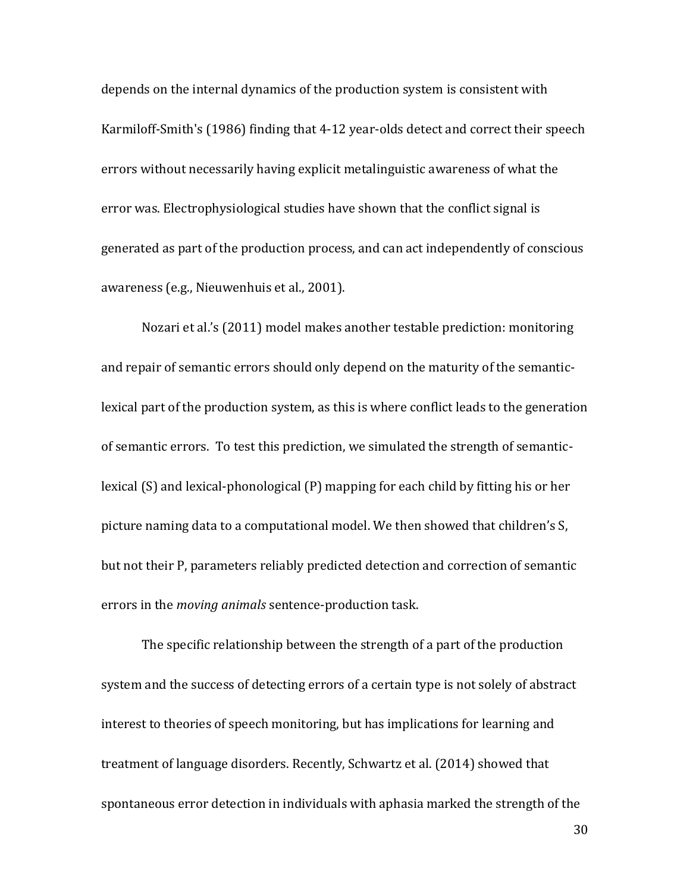depends on the internal dynamics of the production system is consistent with Karmiloff-Smith's (1986) finding that 4-12 year-olds detect and correct their speech errors without necessarily having explicit metalinguistic awareness of what the error was. Electrophysiological studies have shown that the conflict signal is generated as part of the production process, and can act independently of conscious awareness (e.g., Nieuwenhuis et al., 2001).

Nozari et al.'s (2011) model makes another testable prediction: monitoring and repair of semantic errors should only depend on the maturity of the semantic-lexical part of the production system, as this is where conflict leads to the generation of semantic errors. To test this prediction, we simulated the strength of semantic-lexical (S) and lexical-phonological (P) mapping for each child by fitting his or her picture naming data to a computational model. We then showed that children's S, but not their P, parameters reliably predicted detection and correction of semantic errors in the *moving animals* sentence-production task.

The specific relationship between the strength of a part of the production system and the success of detecting errors of a certain type is not solely of abstract interest to theories of speech monitoring, but has implications for learning and treatment of language disorders. Recently, Schwartz et al. (2014) showed that spontaneous error detection in individuals with aphasia marked the strength of the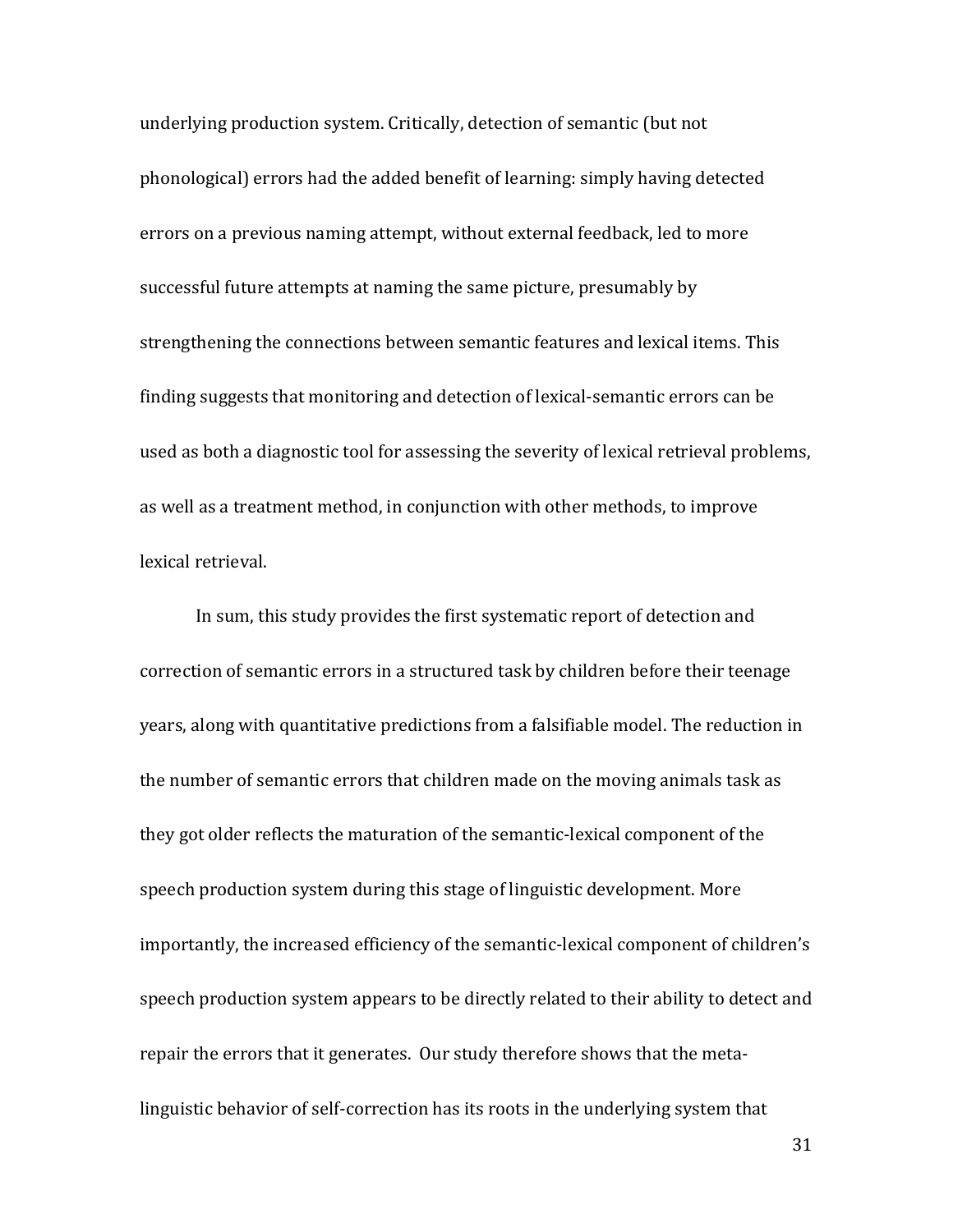underlying production system. Critically, detection of semantic (but not phonological) errors had the added benefit of learning: simply having detected errors on a previous naming attempt, without external feedback, led to more successful future attempts at naming the same picture, presumably by strengthening the connections between semantic features and lexical items. This finding suggests that monitoring and detection of lexical-semantic errors can be used as both a diagnostic tool for assessing the severity of lexical retrieval problems, as well as a treatment method, in conjunction with other methods, to improve lexical retrieval.

In sum, this study provides the first systematic report of detection and correction of semantic errors in a structured task by children before their teenage years, along with quantitative predictions from a falsifiable model. The reduction in the number of semantic errors that children made on the moving animals task as they got older reflects the maturation of the semantic-lexical component of the speech production system during this stage of linguistic development. More importantly, the increased efficiency of the semantic-lexical component of children's speech production system appears to be directly related to their ability to detect and repair the errors that it generates. Our study therefore shows that the meta-linguistic behavior of self-correction has its roots in the underlying system that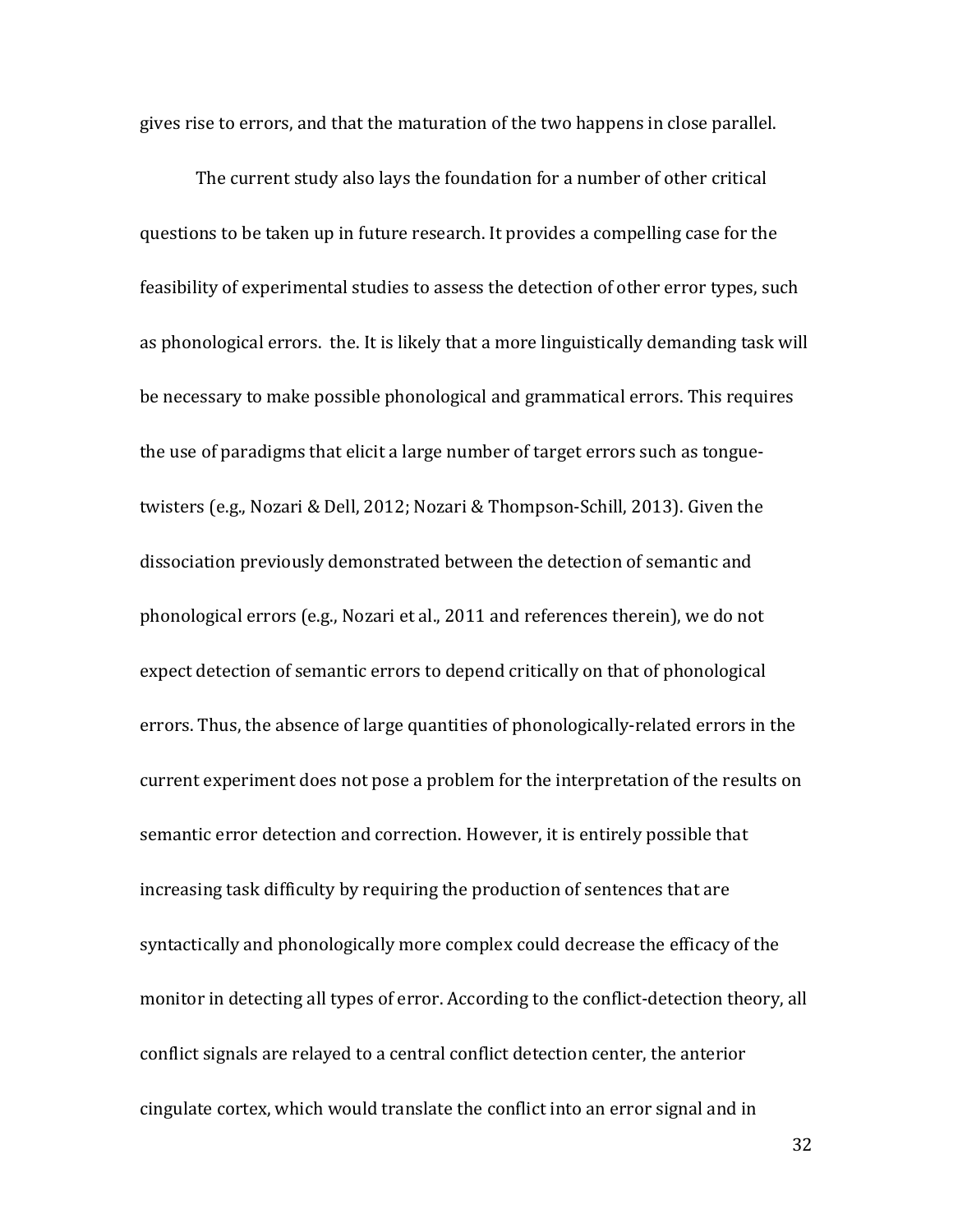gives rise to errors, and that the maturation of the two happens in close parallel.

The current study also lays the foundation for a number of other critical questions to be taken up in future research. It provides a compelling case for the feasibility of experimental studies to assess the detection of other error types, such as phonological errors.  the. It is likely that a more linguistically demanding task will be necessary to make possible phonological and grammatical errors. This requires the use of paradigms that elicit a large number of target errors such as tongue-twisters (e.g., Nozari & Dell, 2012; Nozari & Thompson-Schill, 2013). Given the dissociation previously demonstrated between the detection of semantic and phonological errors (e.g., Nozari et al., 2011 and references therein), we do not expect detection of semantic errors to depend critically on that of phonological errors. Thus, the absence of large quantities of phonologically-related errors in the current experiment does not pose a problem for the interpretation of the results on semantic error detection and correction. However, it is entirely possible that increasing task difficulty by requiring the production of sentences that are syntactically and phonologically more complex could decrease the efficacy of the monitor in detecting all types of error. According to the conflict-detection theory, all conflict signals are relayed to a central conflict detection center, the anterior cingulate cortex, which would translate the conflict into an error signal and in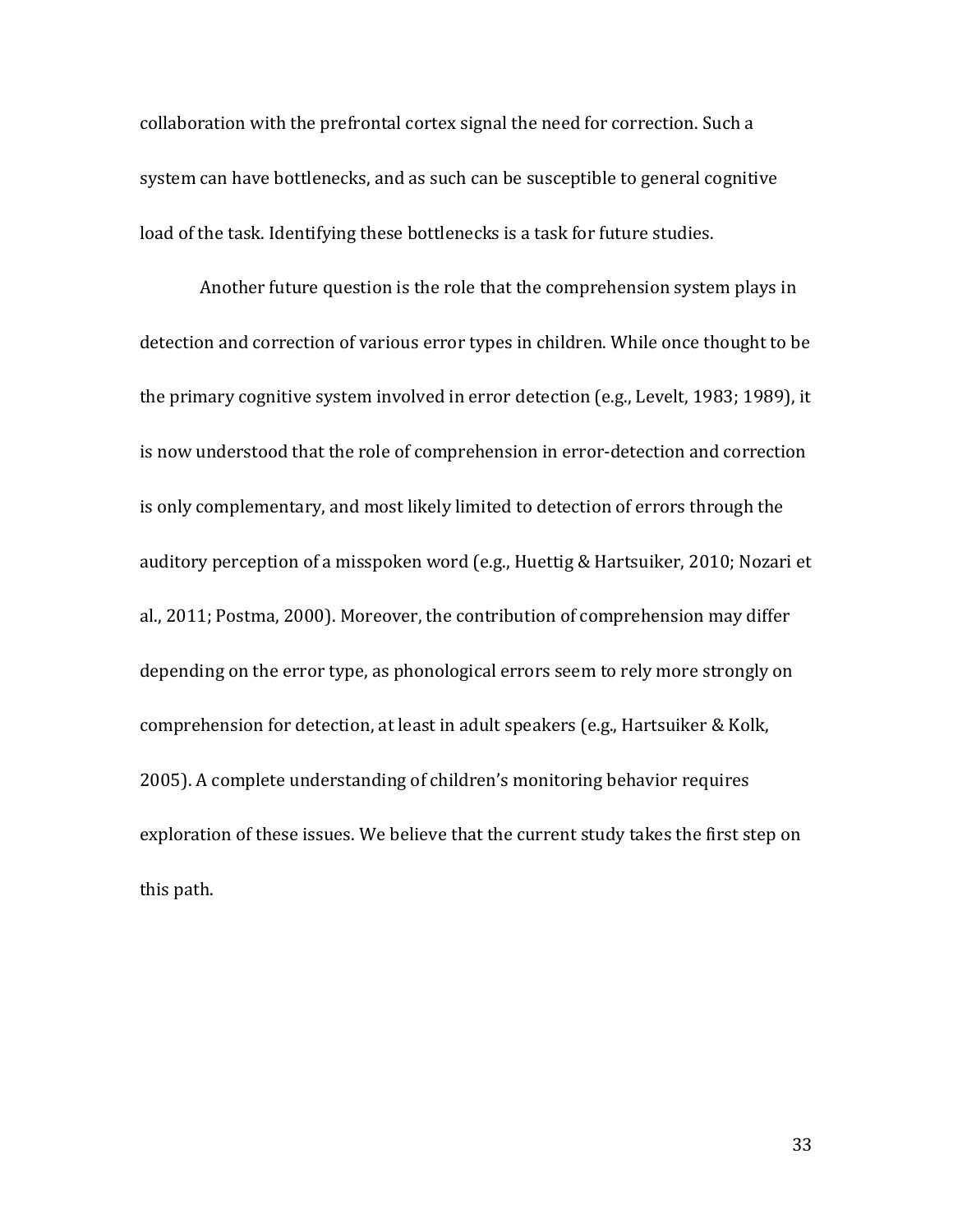collaboration with the prefrontal cortex signal the need for correction. Such a system can have bottlenecks, and as such can be susceptible to general cognitive load of the task. Identifying these bottlenecks is a task for future studies.

Another future question is the role that the comprehension system plays in detection and correction of various error types in children. While once thought to be the primary cognitive system involved in error detection (e.g., Levelt, 1983; 1989), it is now understood that the role of comprehension in error-detection and correction is only complementary, and most likely limited to detection of errors through the auditory perception of a misspoken word (e.g., Huettig & Hartsuiker, 2010; Nozari et al., 2011; Postma, 2000). Moreover, the contribution of comprehension may differ depending on the error type, as phonological errors seem to rely more strongly on comprehension for detection, at least in adult speakers (e.g., Hartsuiker & Kolk, 2005). A complete understanding of children's monitoring behavior requires exploration of these issues. We believe that the current study takes the first step on this path.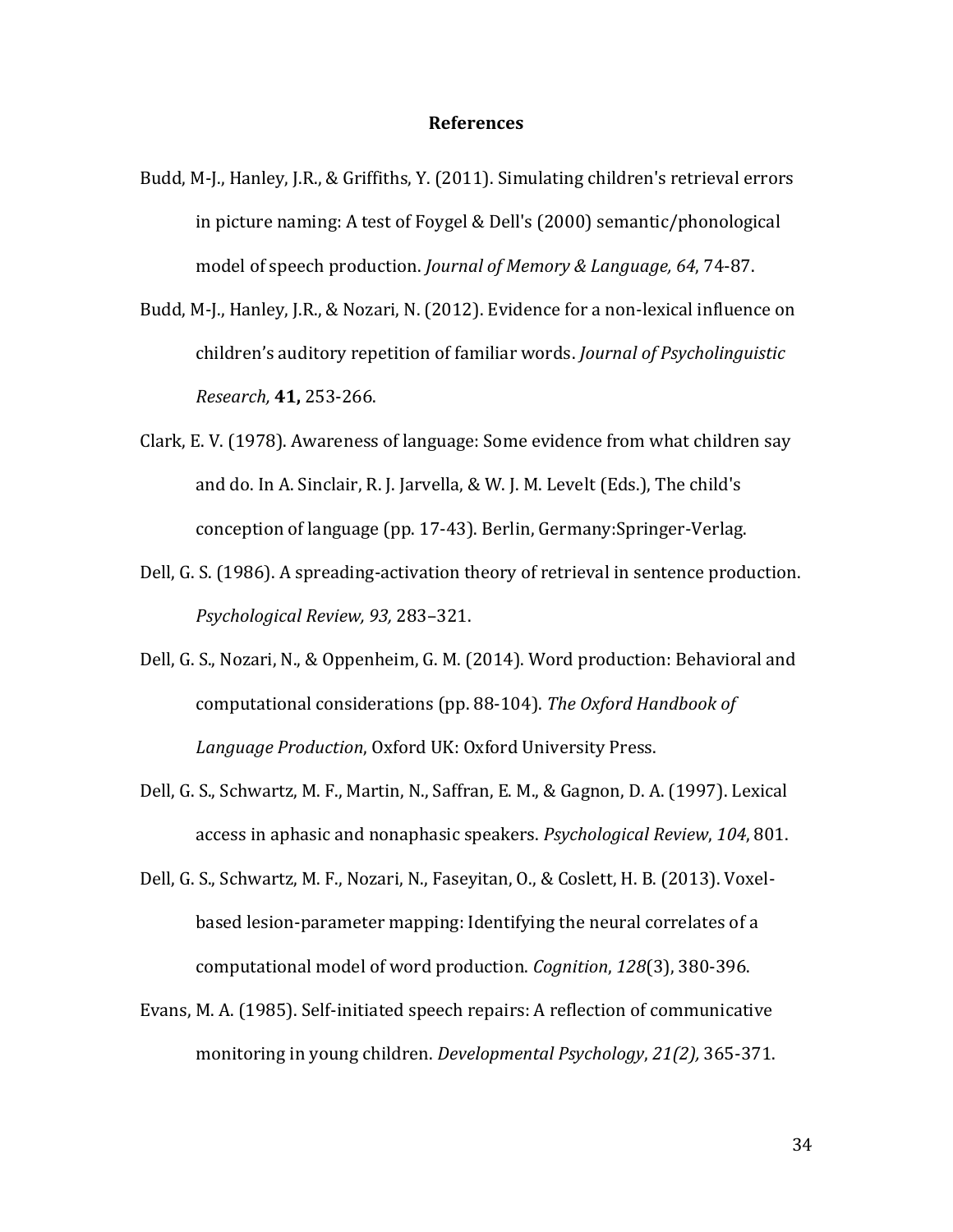## References

Budd, M-J., Hanley, J.R., & Griffiths, Y. (2011). Simulating children's retrieval errors in picture naming: A test of Foygel & Dell's (2000) semantic/phonological model of speech production. *Journal of Memory & Language, 64*, 74-87.

Budd, M-J., Hanley, J.R., & Nozari, N. (2012). Evidence for a non-lexical influence on children's auditory repetition of familiar words. *Journal of Psycholinguistic Research,* **41,** 253-266.

Clark, E. V. (1978). Awareness of language: Some evidence from what children say and do. In A. Sinclair, R. J. Jarvella, & W. J. M. Levelt (Eds.), The child's conception of language (pp. 17-43). Berlin, Germany:Springer-Verlag.

Dell, G. S. (1986). A spreading-activation theory of retrieval in sentence production. *Psychological Review, 93,* 283–321.

Dell, G. S., Nozari, N., & Oppenheim, G. M. (2014). Word production: Behavioral and computational considerations (pp. 88-104). *The Oxford Handbook of Language Production*, Oxford UK: Oxford University Press.

Dell, G. S., Schwartz, M. F., Martin, N., Saffran, E. M., & Gagnon, D. A. (1997). Lexical access in aphasic and nonaphasic speakers. *Psychological Review*, *104*, 801.

Dell, G. S., Schwartz, M. F., Nozari, N., Faseyitan, O., & Coslett, H. B. (2013). Voxel-based lesion-parameter mapping: Identifying the neural correlates of a computational model of word production. *Cognition*, *128*(3), 380-396.

Evans, M. A. (1985). Self-initiated speech repairs: A reflection of communicative monitoring in young children. *Developmental Psychology*, *21(2),* 365-371.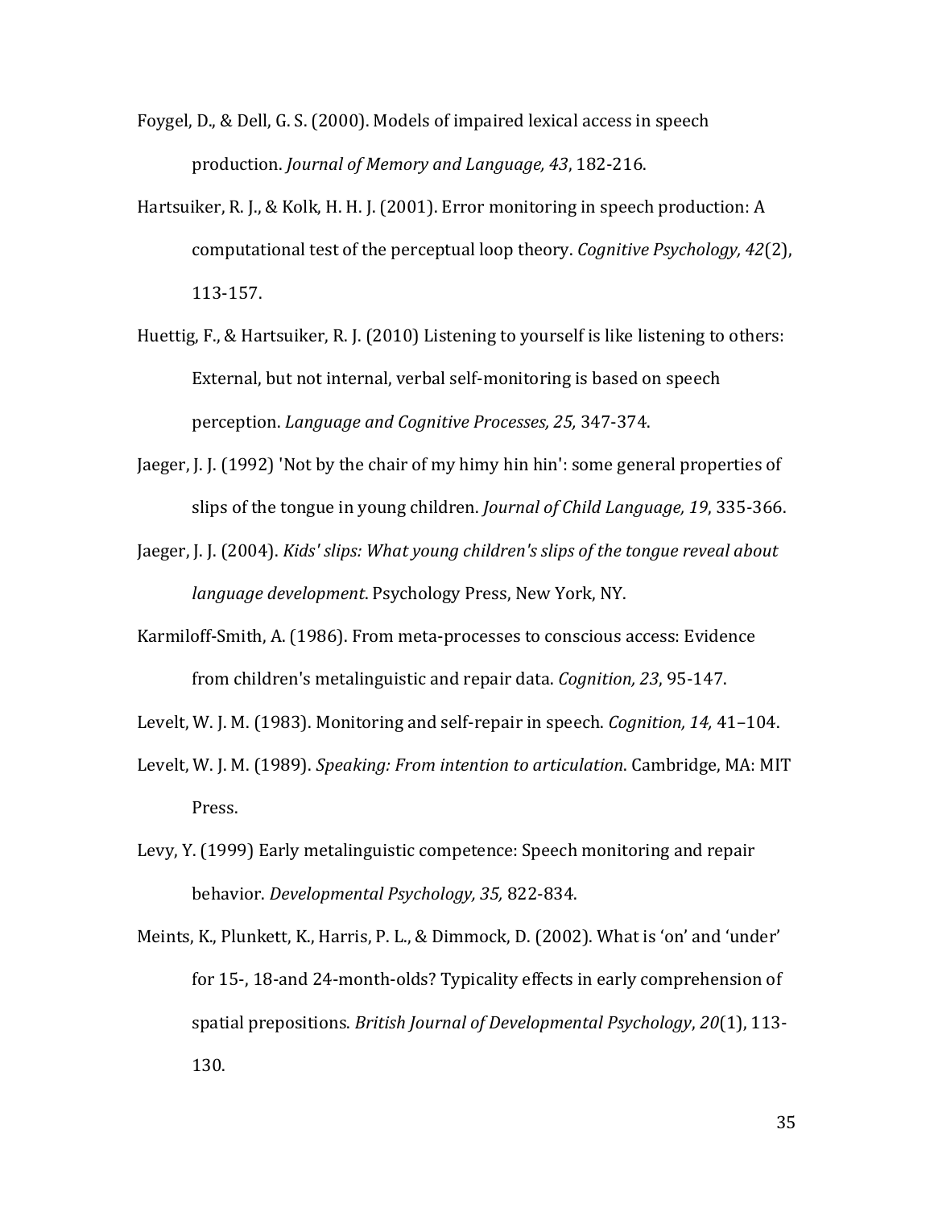Foygel, D., & Dell, G. S. (2000). Models of impaired lexical access in speech production. *Journal of Memory and Language, 43*, 182-216.

Hartsuiker, R. J., & Kolk, H. H. J. (2001). Error monitoring in speech production: A computational test of the perceptual loop theory. *Cognitive Psychology, 42*(2), 113-157.

Huettig, F., & Hartsuiker, R. J. (2010) Listening to yourself is like listening to others: External, but not internal, verbal self-monitoring is based on speech perception. *Language and Cognitive Processes, 25,* 347-374.

Jaeger, J. J. (1992) 'Not by the chair of my himy hin hin': some general properties of slips of the tongue in young children. *Journal of Child Language, 19*, 335-366.

Jaeger, J. J. (2004). *Kids' slips: What young children's slips of the tongue reveal about language development*. Psychology Press, New York, NY.

Karmiloff-Smith, A. (1986). From meta-processes to conscious access: Evidence from children's metalinguistic and repair data. *Cognition, 23*, 95-147.

Levelt, W. J. M. (1983). Monitoring and self-repair in speech. *Cognition, 14,* 41–104.

Levelt, W. J. M. (1989). *Speaking: From intention to articulation*. Cambridge, MA: MIT Press.

Levy, Y. (1999) Early metalinguistic competence: Speech monitoring and repair behavior. *Developmental Psychology, 35,* 822-834.

Meints, K., Plunkett, K., Harris, P. L., & Dimmock, D. (2002). What is 'on' and 'under' for 15-, 18-and 24-month-olds? Typicality effects in early comprehension of spatial prepositions. *British Journal of Developmental Psychology*, *20*(1), 113-130.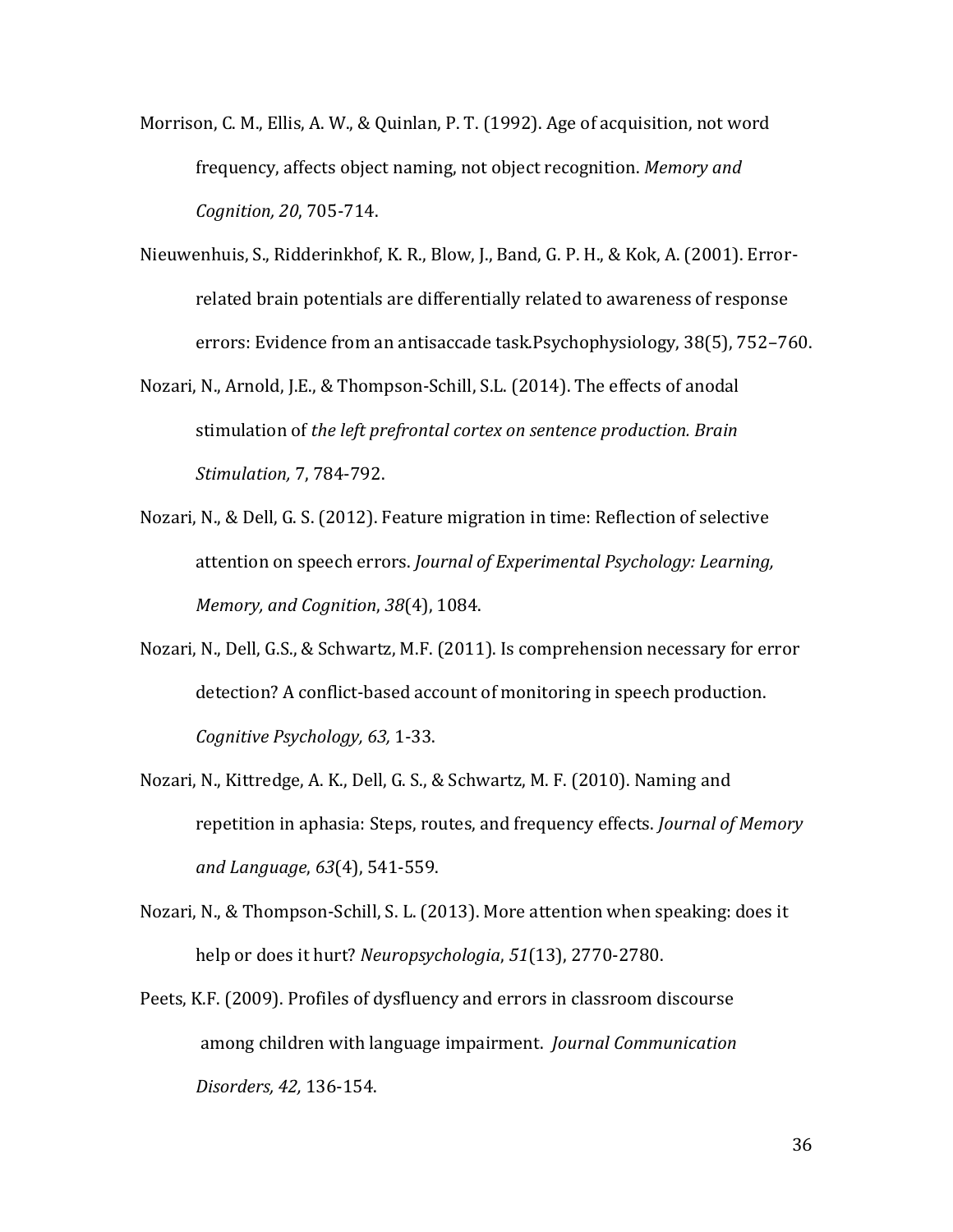Morrison, C. M., Ellis, A. W., & Quinlan, P. T. (1992). Age of acquisition, not word frequency, affects object naming, not object recognition. *Memory and Cognition, 20*, 705-714.

Nieuwenhuis, S., Ridderinkhof, K. R., Blow, J., Band, G. P. H., & Kok, A. (2001). Error-related brain potentials are differentially related to awareness of response errors: Evidence from an antisaccade task.Psychophysiology, 38(5), 752–760.

Nozari, N., Arnold, J.E., & Thompson-Schill, S.L. (2014). The effects of anodal stimulation of *the left prefrontal cortex on sentence production. Brain Stimulation,* 7, 784-792.

Nozari, N., & Dell, G. S. (2012). Feature migration in time: Reflection of selective attention on speech errors. *Journal of Experimental Psychology: Learning, Memory, and Cognition*, *38*(4), 1084.

Nozari, N., Dell, G.S., & Schwartz, M.F. (2011). Is comprehension necessary for error detection? A conflict-based account of monitoring in speech production. *Cognitive Psychology, 63,* 1-33.

Nozari, N., Kittredge, A. K., Dell, G. S., & Schwartz, M. F. (2010). Naming and repetition in aphasia: Steps, routes, and frequency effects. *Journal of Memory and Language*, *63*(4), 541-559.

Nozari, N., & Thompson-Schill, S. L. (2013). More attention when speaking: does it help or does it hurt? *Neuropsychologia*, *51*(13), 2770-2780.

Peets, K.F. (2009). Profiles of dysfluency and errors in classroom discourse among children with language impairment. *Journal Communication Disorders, 42,* 136-154.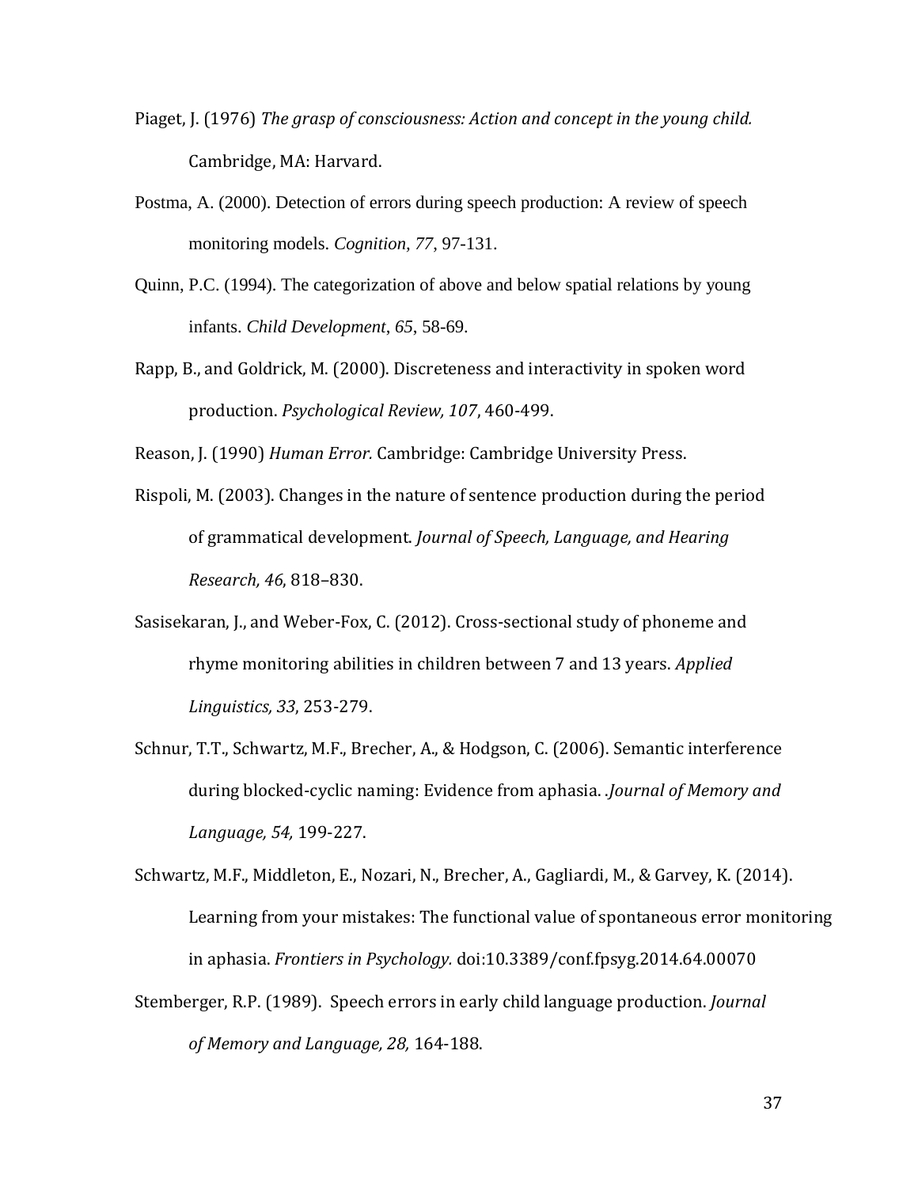Piaget, J. (1976) *The grasp of consciousness: Action and concept in the young child.* Cambridge, MA: Harvard.

Postma, A. (2000). Detection of errors during speech production: A review of speech monitoring models. *Cognition*, *77*, 97-131.

Quinn, P.C. (1994). The categorization of above and below spatial relations by young infants. *Child Development*, *65*, 58-69.

Rapp, B., and Goldrick, M. (2000). Discreteness and interactivity in spoken word production. *Psychological Review, 107*, 460-499.

Reason, J. (1990) *Human Error.* Cambridge: Cambridge University Press.

Rispoli, M. (2003). Changes in the nature of sentence production during the period of grammatical development. *Journal of Speech, Language, and Hearing Research, 46*, 818–830.

Sasisekaran, J., and Weber-Fox, C. (2012). Cross-sectional study of phoneme and rhyme monitoring abilities in children between 7 and 13 years. *Applied Linguistics, 33*, 253-279.

Schnur, T.T., Schwartz, M.F., Brecher, A., & Hodgson, C. (2006). Semantic interference during blocked-cyclic naming: Evidence from aphasia. .*Journal of Memory and Language, 54,* 199-227.

Schwartz, M.F., Middleton, E., Nozari, N., Brecher, A., Gagliardi, M., & Garvey, K. (2014). Learning from your mistakes: The functional value of spontaneous error monitoring in aphasia. *Frontiers in Psychology.* doi:10.3389/conf.fpsyg.2014.64.00070

Stemberger, R.P. (1989). Speech errors in early child language production. *Journal of Memory and Language, 28,* 164-188.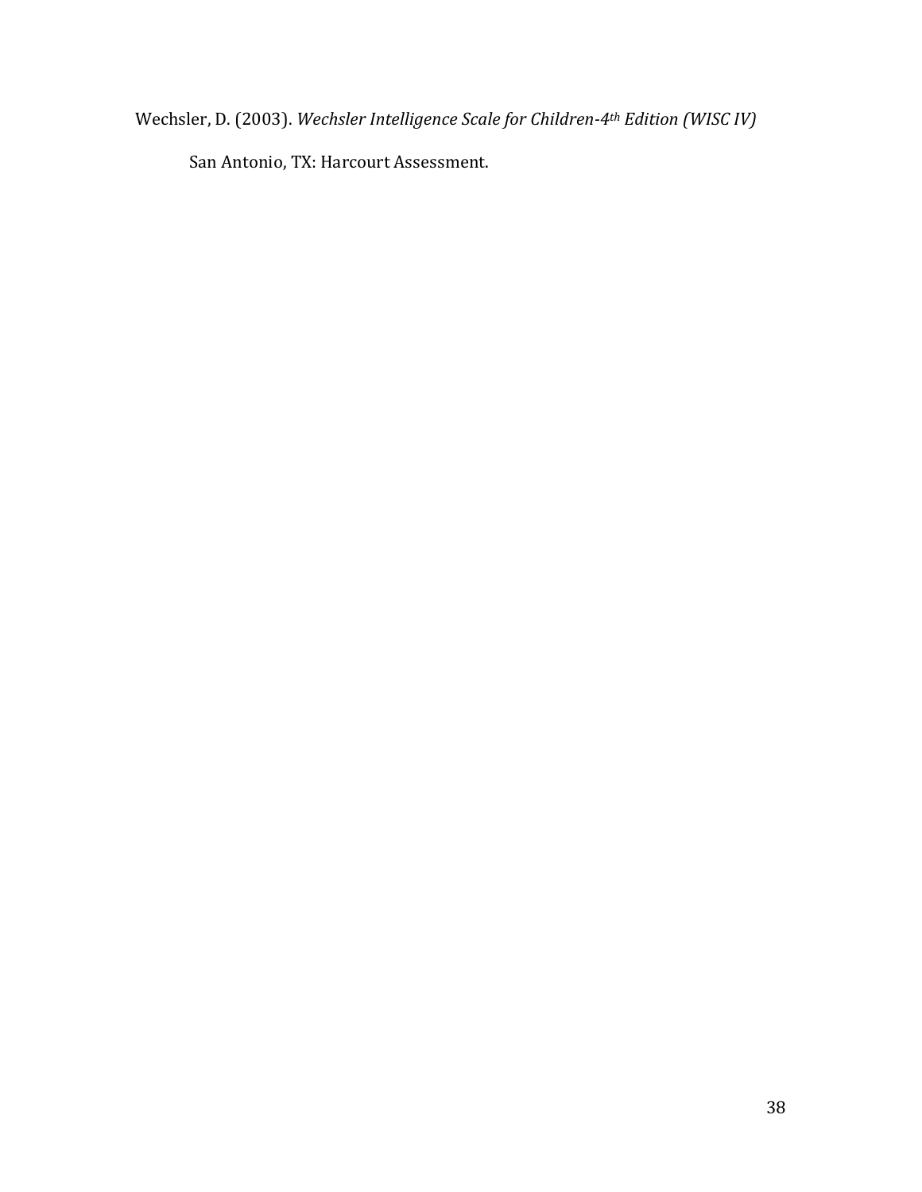Wechsler, D. (2003). *Wechsler Intelligence Scale for Children-4th Edition (WISC IV)* San Antonio, TX: Harcourt Assessment.